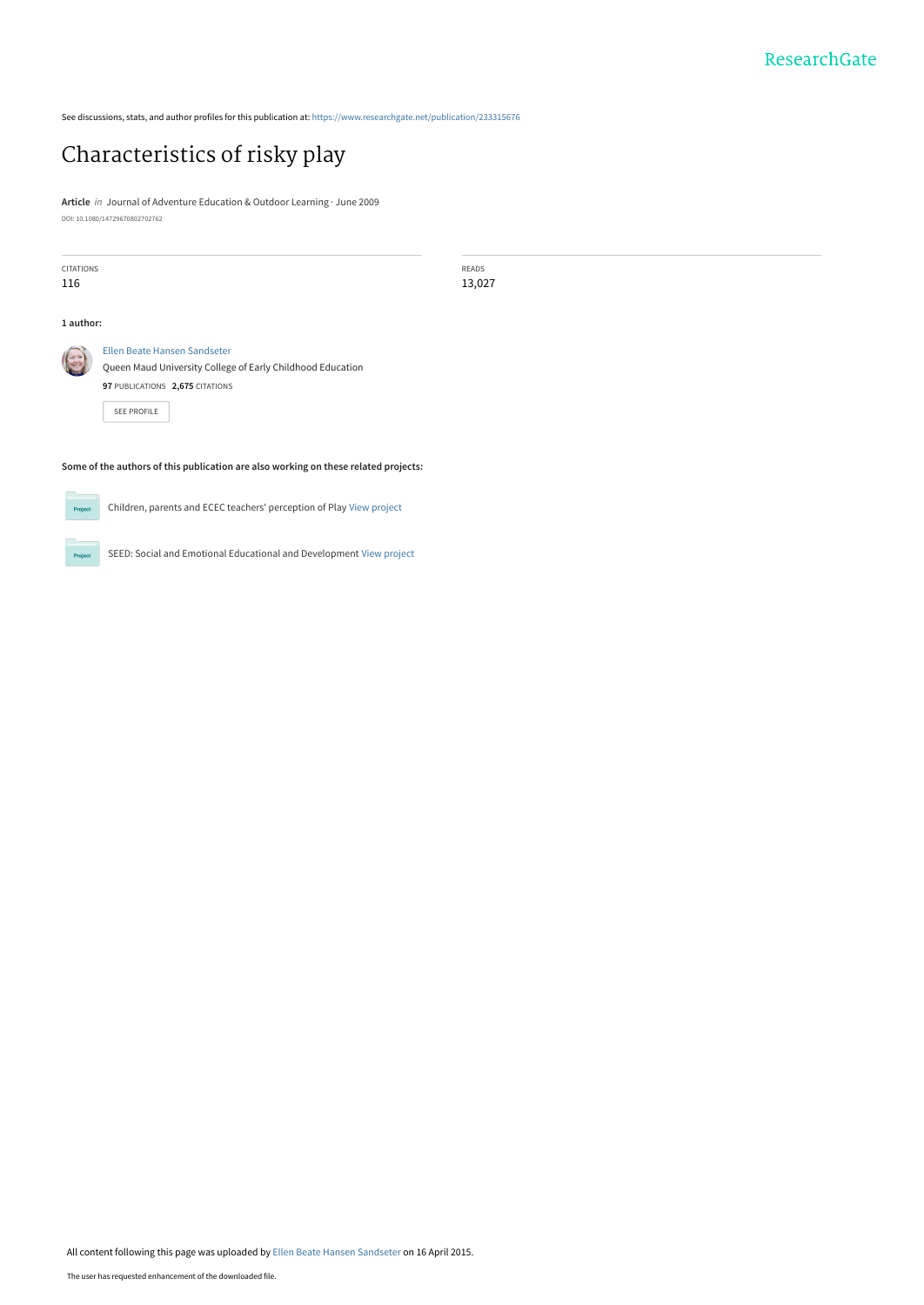See discussions, stats, and author profiles for this publication at: https://www.researchgate.net/publication/233315676

# Characteristics of risky play

**Article** *in* Journal of Adventure Education & Outdoor Learning · June 2009

DOI: 10.1080/14729670802702762

| CITATIONS | READS |
| --- | --- |
| 116 | 13,027 |

**1 author:**

Ellen Beate Hansen Sandseter
Queen Maud University College of Early Childhood Education
**97** PUBLICATIONS **2,675** CITATIONS

SEE PROFILE

**Some of the authors of this publication are also working on these related projects:**

Children, parents and ECEC teachers' perception of Play View project

SEED: Social and Emotional Educational and Development View project

All content following this page was uploaded by Ellen Beate Hansen Sandseter on 16 April 2015.

The user has requested enhancement of the downloaded file.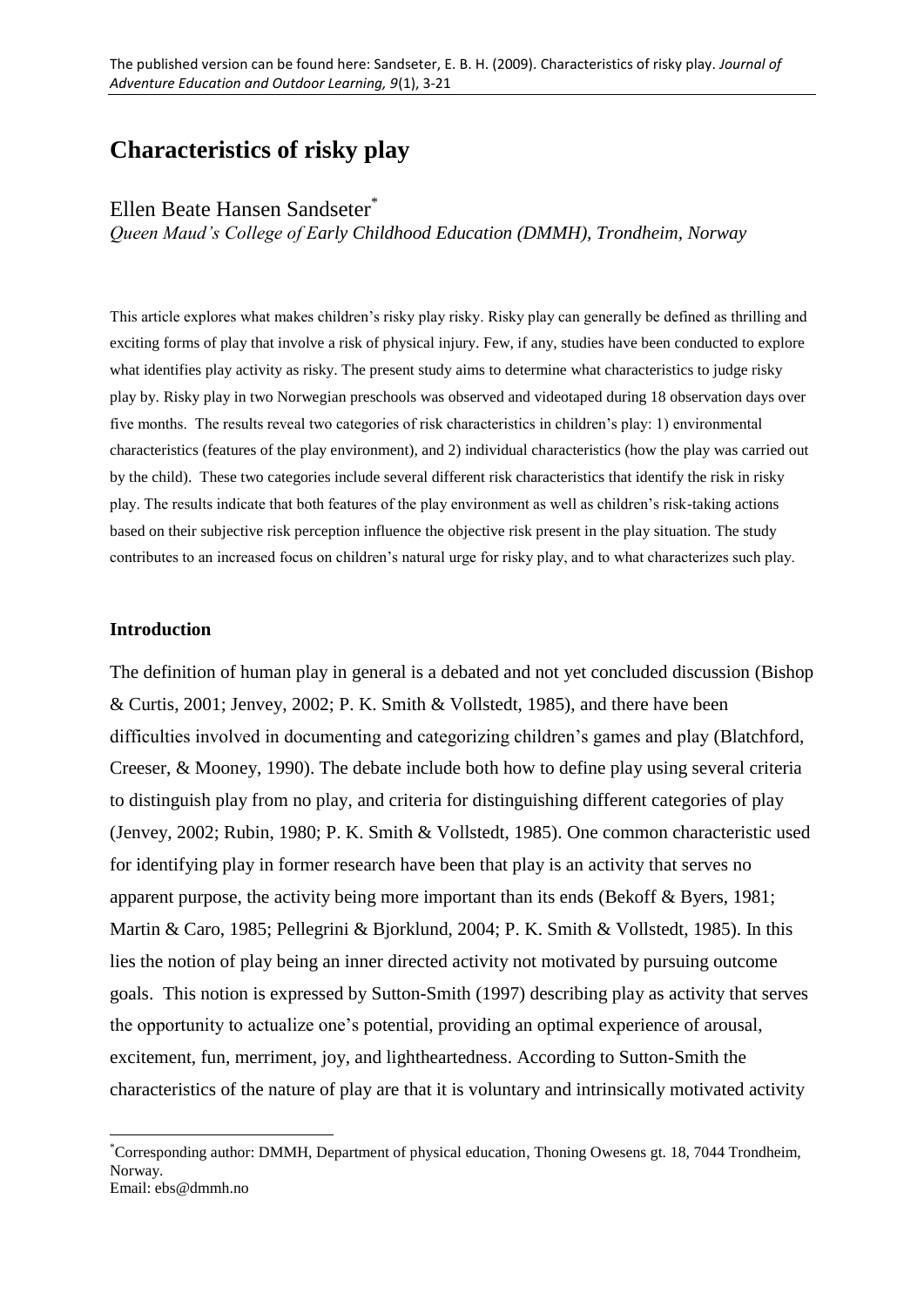# Characteristics of risky play

Ellen Beate Hansen Sandseter*

*Queen Maud's College of Early Childhood Education (DMMH), Trondheim, Norway*

This article explores what makes children's risky play risky. Risky play can generally be defined as thrilling and exciting forms of play that involve a risk of physical injury. Few, if any, studies have been conducted to explore what identifies play activity as risky. The present study aims to determine what characteristics to judge risky play by. Risky play in two Norwegian preschools was observed and videotaped during 18 observation days over five months. The results reveal two categories of risk characteristics in children's play: 1) environmental characteristics (features of the play environment), and 2) individual characteristics (how the play was carried out by the child). These two categories include several different risk characteristics that identify the risk in risky play. The results indicate that both features of the play environment as well as children's risk-taking actions based on their subjective risk perception influence the objective risk present in the play situation. The study contributes to an increased focus on children's natural urge for risky play, and to what characterizes such play.

## Introduction

The definition of human play in general is a debated and not yet concluded discussion (Bishop & Curtis, 2001; Jenvey, 2002; P. K. Smith & Vollstedt, 1985), and there have been difficulties involved in documenting and categorizing children's games and play (Blatchford, Creeser, & Mooney, 1990). The debate include both how to define play using several criteria to distinguish play from no play, and criteria for distinguishing different categories of play (Jenvey, 2002; Rubin, 1980; P. K. Smith & Vollstedt, 1985). One common characteristic used for identifying play in former research have been that play is an activity that serves no apparent purpose, the activity being more important than its ends (Bekoff & Byers, 1981; Martin & Caro, 1985; Pellegrini & Bjorklund, 2004; P. K. Smith & Vollstedt, 1985). In this lies the notion of play being an inner directed activity not motivated by pursuing outcome goals. This notion is expressed by Sutton-Smith (1997) describing play as activity that serves the opportunity to actualize one's potential, providing an optimal experience of arousal, excitement, fun, merriment, joy, and lightheartedness. According to Sutton-Smith the characteristics of the nature of play are that it is voluntary and intrinsically motivated activity

*Corresponding author: DMMH, Department of physical education, Thoning Owesens gt. 18, 7044 Trondheim, Norway.
Email: ebs@dmmh.no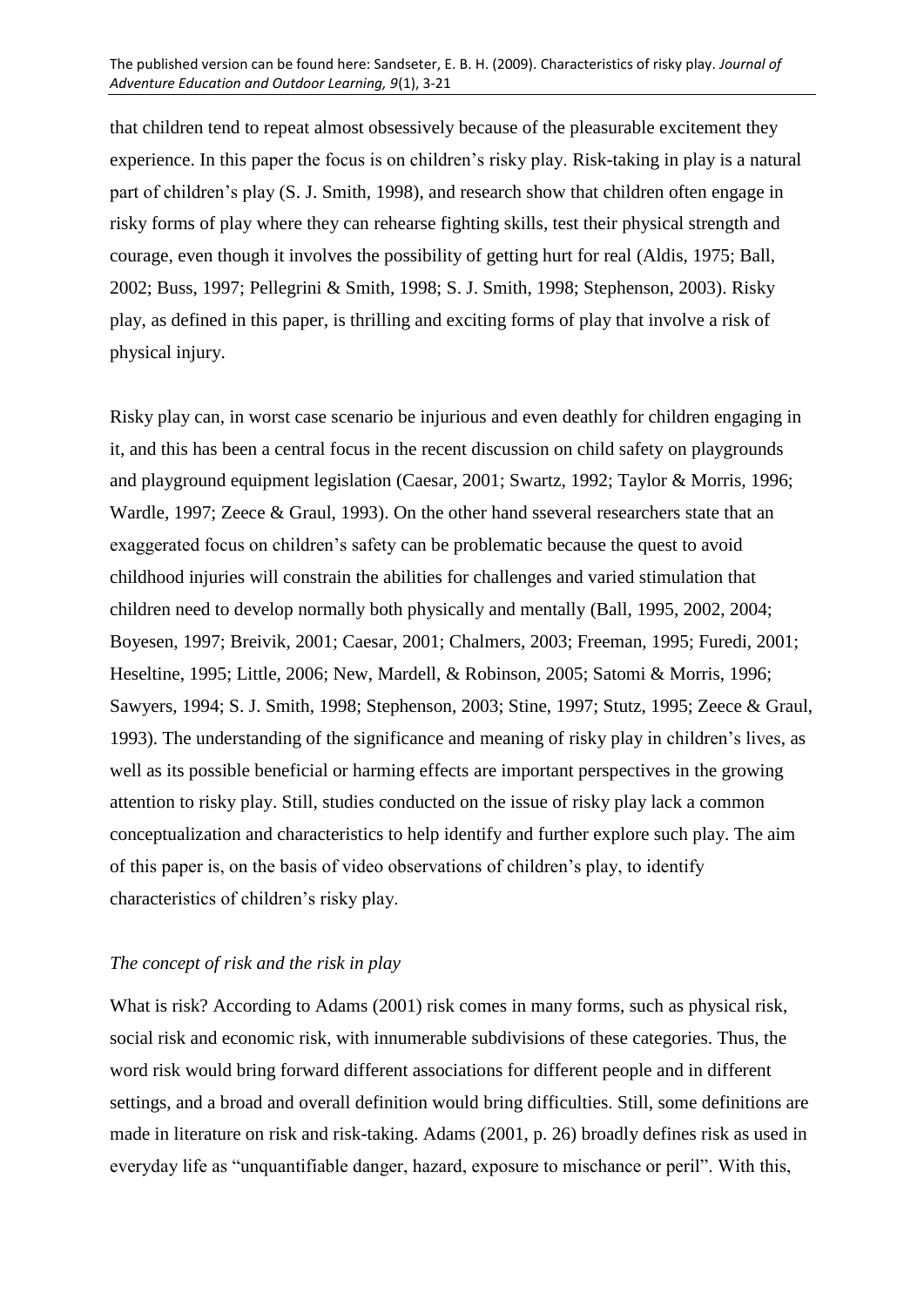that children tend to repeat almost obsessively because of the pleasurable excitement they experience. In this paper the focus is on children's risky play. Risk-taking in play is a natural part of children's play (S. J. Smith, 1998), and research show that children often engage in risky forms of play where they can rehearse fighting skills, test their physical strength and courage, even though it involves the possibility of getting hurt for real (Aldis, 1975; Ball, 2002; Buss, 1997; Pellegrini & Smith, 1998; S. J. Smith, 1998; Stephenson, 2003). Risky play, as defined in this paper, is thrilling and exciting forms of play that involve a risk of physical injury.

Risky play can, in worst case scenario be injurious and even deathly for children engaging in it, and this has been a central focus in the recent discussion on child safety on playgrounds and playground equipment legislation (Caesar, 2001; Swartz, 1992; Taylor & Morris, 1996; Wardle, 1997; Zeece & Graul, 1993). On the other hand sseveral researchers state that an exaggerated focus on children's safety can be problematic because the quest to avoid childhood injuries will constrain the abilities for challenges and varied stimulation that children need to develop normally both physically and mentally (Ball, 1995, 2002, 2004; Boyesen, 1997; Breivik, 2001; Caesar, 2001; Chalmers, 2003; Freeman, 1995; Furedi, 2001; Heseltine, 1995; Little, 2006; New, Mardell, & Robinson, 2005; Satomi & Morris, 1996; Sawyers, 1994; S. J. Smith, 1998; Stephenson, 2003; Stine, 1997; Stutz, 1995; Zeece & Graul, 1993). The understanding of the significance and meaning of risky play in children's lives, as well as its possible beneficial or harming effects are important perspectives in the growing attention to risky play. Still, studies conducted on the issue of risky play lack a common conceptualization and characteristics to help identify and further explore such play. The aim of this paper is, on the basis of video observations of children's play, to identify characteristics of children's risky play.

### *The concept of risk and the risk in play*

What is risk? According to Adams (2001) risk comes in many forms, such as physical risk, social risk and economic risk, with innumerable subdivisions of these categories. Thus, the word risk would bring forward different associations for different people and in different settings, and a broad and overall definition would bring difficulties. Still, some definitions are made in literature on risk and risk-taking. Adams (2001, p. 26) broadly defines risk as used in everyday life as "unquantifiable danger, hazard, exposure to mischance or peril". With this,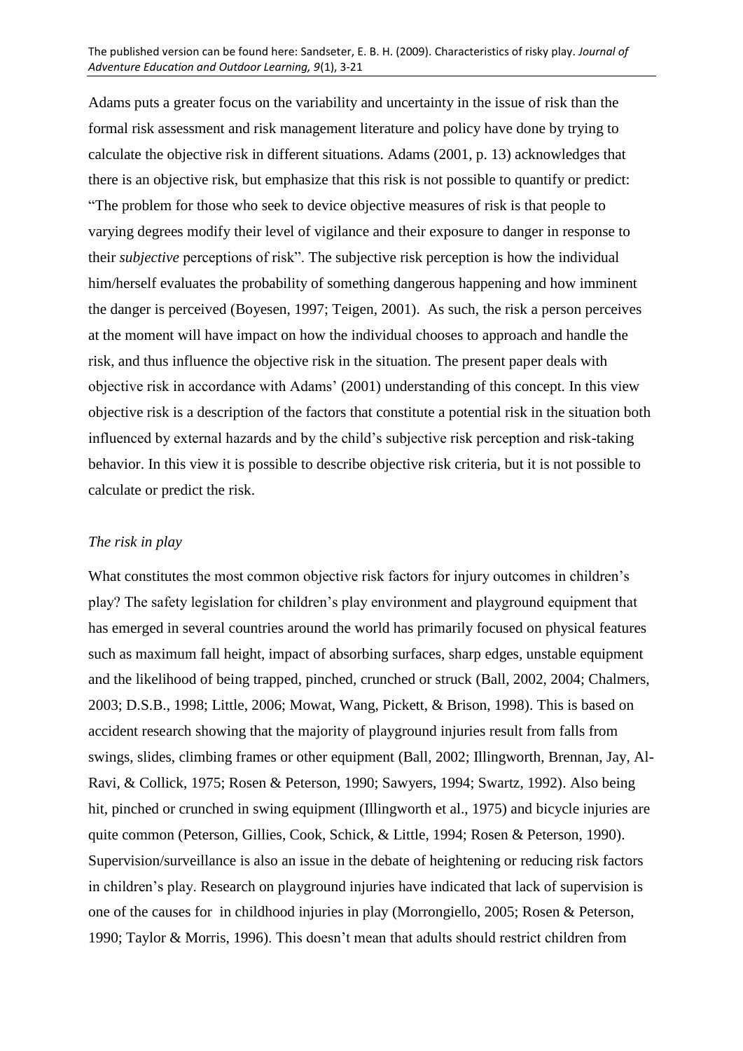Adams puts a greater focus on the variability and uncertainty in the issue of risk than the formal risk assessment and risk management literature and policy have done by trying to calculate the objective risk in different situations. Adams (2001, p. 13) acknowledges that there is an objective risk, but emphasize that this risk is not possible to quantify or predict: "The problem for those who seek to device objective measures of risk is that people to varying degrees modify their level of vigilance and their exposure to danger in response to their *subjective* perceptions of risk". The subjective risk perception is how the individual him/herself evaluates the probability of something dangerous happening and how imminent the danger is perceived (Boyesen, 1997; Teigen, 2001). As such, the risk a person perceives at the moment will have impact on how the individual chooses to approach and handle the risk, and thus influence the objective risk in the situation. The present paper deals with objective risk in accordance with Adams' (2001) understanding of this concept. In this view objective risk is a description of the factors that constitute a potential risk in the situation both influenced by external hazards and by the child's subjective risk perception and risk-taking behavior. In this view it is possible to describe objective risk criteria, but it is not possible to calculate or predict the risk.

*The risk in play*

What constitutes the most common objective risk factors for injury outcomes in children's play? The safety legislation for children's play environment and playground equipment that has emerged in several countries around the world has primarily focused on physical features such as maximum fall height, impact of absorbing surfaces, sharp edges, unstable equipment and the likelihood of being trapped, pinched, crunched or struck (Ball, 2002, 2004; Chalmers, 2003; D.S.B., 1998; Little, 2006; Mowat, Wang, Pickett, & Brison, 1998). This is based on accident research showing that the majority of playground injuries result from falls from swings, slides, climbing frames or other equipment (Ball, 2002; Illingworth, Brennan, Jay, Al-Ravi, & Collick, 1975; Rosen & Peterson, 1990; Sawyers, 1994; Swartz, 1992). Also being hit, pinched or crunched in swing equipment (Illingworth et al., 1975) and bicycle injuries are quite common (Peterson, Gillies, Cook, Schick, & Little, 1994; Rosen & Peterson, 1990). Supervision/surveillance is also an issue in the debate of heightening or reducing risk factors in children's play. Research on playground injuries have indicated that lack of supervision is one of the causes for in childhood injuries in play (Morrongiello, 2005; Rosen & Peterson, 1990; Taylor & Morris, 1996). This doesn't mean that adults should restrict children from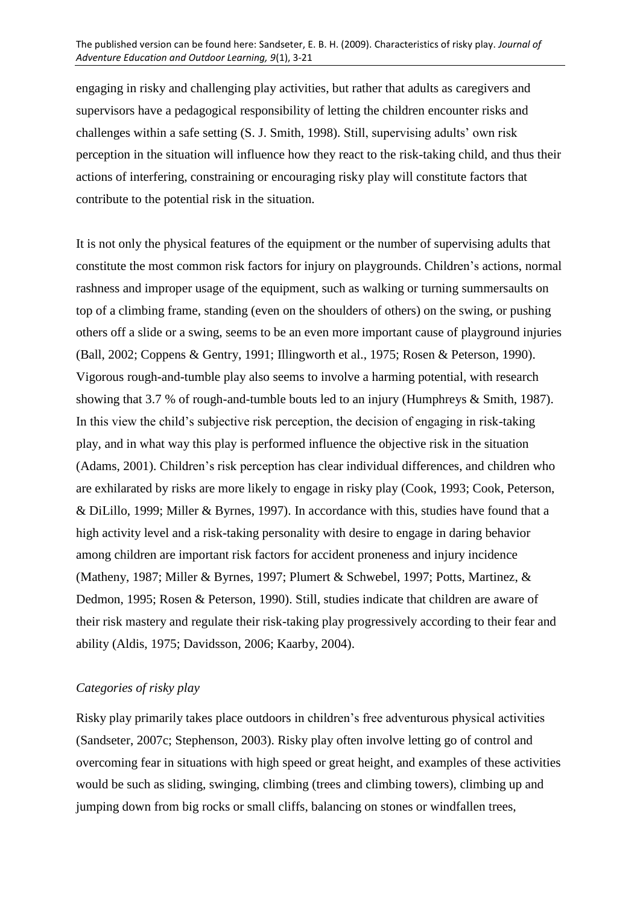engaging in risky and challenging play activities, but rather that adults as caregivers and supervisors have a pedagogical responsibility of letting the children encounter risks and challenges within a safe setting (S. J. Smith, 1998). Still, supervising adults' own risk perception in the situation will influence how they react to the risk-taking child, and thus their actions of interfering, constraining or encouraging risky play will constitute factors that contribute to the potential risk in the situation.

It is not only the physical features of the equipment or the number of supervising adults that constitute the most common risk factors for injury on playgrounds. Children's actions, normal rashness and improper usage of the equipment, such as walking or turning summersaults on top of a climbing frame, standing (even on the shoulders of others) on the swing, or pushing others off a slide or a swing, seems to be an even more important cause of playground injuries (Ball, 2002; Coppens & Gentry, 1991; Illingworth et al., 1975; Rosen & Peterson, 1990). Vigorous rough-and-tumble play also seems to involve a harming potential, with research showing that 3.7 % of rough-and-tumble bouts led to an injury (Humphreys & Smith, 1987). In this view the child's subjective risk perception, the decision of engaging in risk-taking play, and in what way this play is performed influence the objective risk in the situation (Adams, 2001). Children's risk perception has clear individual differences, and children who are exhilarated by risks are more likely to engage in risky play (Cook, 1993; Cook, Peterson, & DiLillo, 1999; Miller & Byrnes, 1997). In accordance with this, studies have found that a high activity level and a risk-taking personality with desire to engage in daring behavior among children are important risk factors for accident proneness and injury incidence (Matheny, 1987; Miller & Byrnes, 1997; Plumert & Schwebel, 1997; Potts, Martinez, & Dedmon, 1995; Rosen & Peterson, 1990). Still, studies indicate that children are aware of their risk mastery and regulate their risk-taking play progressively according to their fear and ability (Aldis, 1975; Davidsson, 2006; Kaarby, 2004).

*Categories of risky play*

Risky play primarily takes place outdoors in children's free adventurous physical activities (Sandseter, 2007c; Stephenson, 2003). Risky play often involve letting go of control and overcoming fear in situations with high speed or great height, and examples of these activities would be such as sliding, swinging, climbing (trees and climbing towers), climbing up and jumping down from big rocks or small cliffs, balancing on stones or windfallen trees,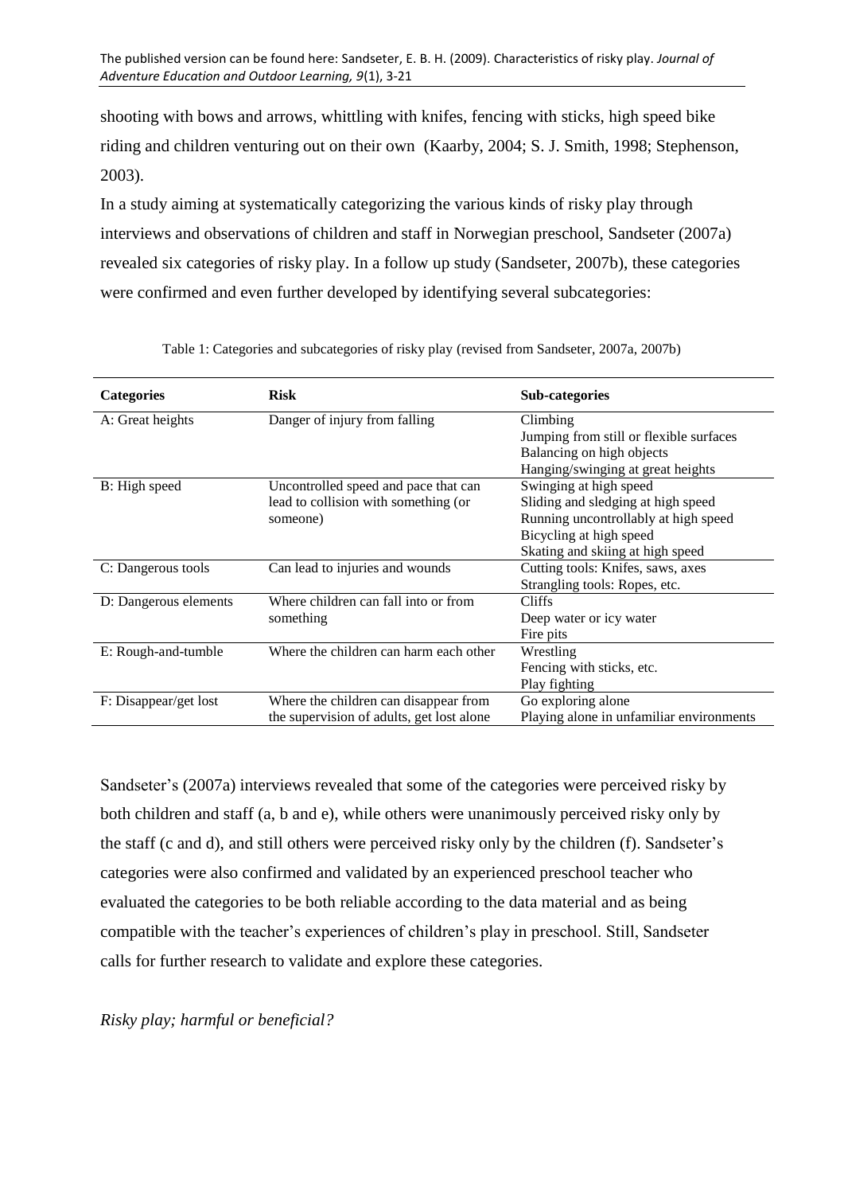shooting with bows and arrows, whittling with knifes, fencing with sticks, high speed bike riding and children venturing out on their own (Kaarby, 2004; S. J. Smith, 1998; Stephenson, 2003).

In a study aiming at systematically categorizing the various kinds of risky play through interviews and observations of children and staff in Norwegian preschool, Sandseter (2007a) revealed six categories of risky play. In a follow up study (Sandseter, 2007b), these categories were confirmed and even further developed by identifying several subcategories:

Table 1: Categories and subcategories of risky play (revised from Sandseter, 2007a, 2007b)

| Categories | Risk | Sub-categories |
| --- | --- | --- |
| A: Great heights | Danger of injury from falling | Climbing<br>Jumping from still or flexible surfaces<br>Balancing on high objects<br>Hanging/swinging at great heights |
| B: High speed | Uncontrolled speed and pace that can lead to collision with something (or someone) | Swinging at high speed<br>Sliding and sledging at high speed<br>Running uncontrollably at high speed<br>Bicycling at high speed<br>Skating and skiing at high speed |
| C: Dangerous tools | Can lead to injuries and wounds | Cutting tools: Knifes, saws, axes<br>Strangling tools: Ropes, etc. |
| D: Dangerous elements | Where children can fall into or from something | Cliffs<br>Deep water or icy water<br>Fire pits |
| E: Rough-and-tumble | Where the children can harm each other | Wrestling<br>Fencing with sticks, etc.<br>Play fighting |
| F: Disappear/get lost | Where the children can disappear from the supervision of adults, get lost alone | Go exploring alone<br>Playing alone in unfamiliar environments |

Sandseter's (2007a) interviews revealed that some of the categories were perceived risky by both children and staff (a, b and e), while others were unanimously perceived risky only by the staff (c and d), and still others were perceived risky only by the children (f). Sandseter's categories were also confirmed and validated by an experienced preschool teacher who evaluated the categories to be both reliable according to the data material and as being compatible with the teacher's experiences of children's play in preschool. Still, Sandseter calls for further research to validate and explore these categories.

*Risky play; harmful or beneficial?*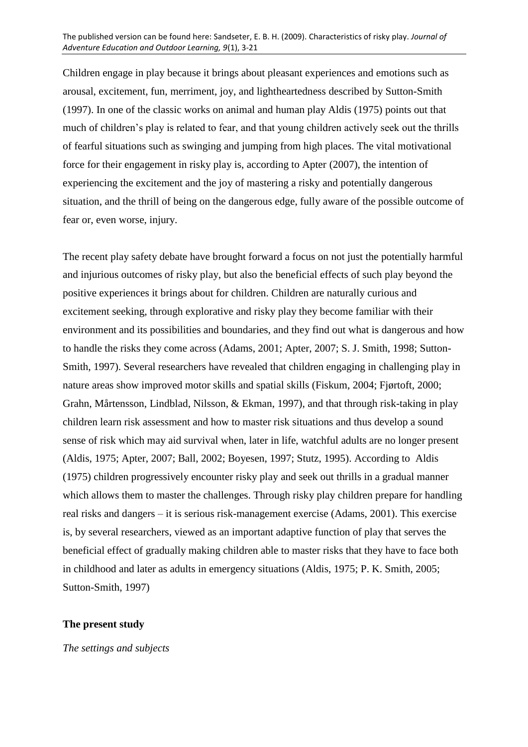Children engage in play because it brings about pleasant experiences and emotions such as arousal, excitement, fun, merriment, joy, and lightheartedness described by Sutton-Smith (1997). In one of the classic works on animal and human play Aldis (1975) points out that much of children's play is related to fear, and that young children actively seek out the thrills of fearful situations such as swinging and jumping from high places. The vital motivational force for their engagement in risky play is, according to Apter (2007), the intention of experiencing the excitement and the joy of mastering a risky and potentially dangerous situation, and the thrill of being on the dangerous edge, fully aware of the possible outcome of fear or, even worse, injury.

The recent play safety debate have brought forward a focus on not just the potentially harmful and injurious outcomes of risky play, but also the beneficial effects of such play beyond the positive experiences it brings about for children. Children are naturally curious and excitement seeking, through explorative and risky play they become familiar with their environment and its possibilities and boundaries, and they find out what is dangerous and how to handle the risks they come across (Adams, 2001; Apter, 2007; S. J. Smith, 1998; Sutton-Smith, 1997). Several researchers have revealed that children engaging in challenging play in nature areas show improved motor skills and spatial skills (Fiskum, 2004; Fjørtoft, 2000; Grahn, Mårtensson, Lindblad, Nilsson, & Ekman, 1997), and that through risk-taking in play children learn risk assessment and how to master risk situations and thus develop a sound sense of risk which may aid survival when, later in life, watchful adults are no longer present (Aldis, 1975; Apter, 2007; Ball, 2002; Boyesen, 1997; Stutz, 1995). According to Aldis (1975) children progressively encounter risky play and seek out thrills in a gradual manner which allows them to master the challenges. Through risky play children prepare for handling real risks and dangers – it is serious risk-management exercise (Adams, 2001). This exercise is, by several researchers, viewed as an important adaptive function of play that serves the beneficial effect of gradually making children able to master risks that they have to face both in childhood and later as adults in emergency situations (Aldis, 1975; P. K. Smith, 2005; Sutton-Smith, 1997)

**The present study**

*The settings and subjects*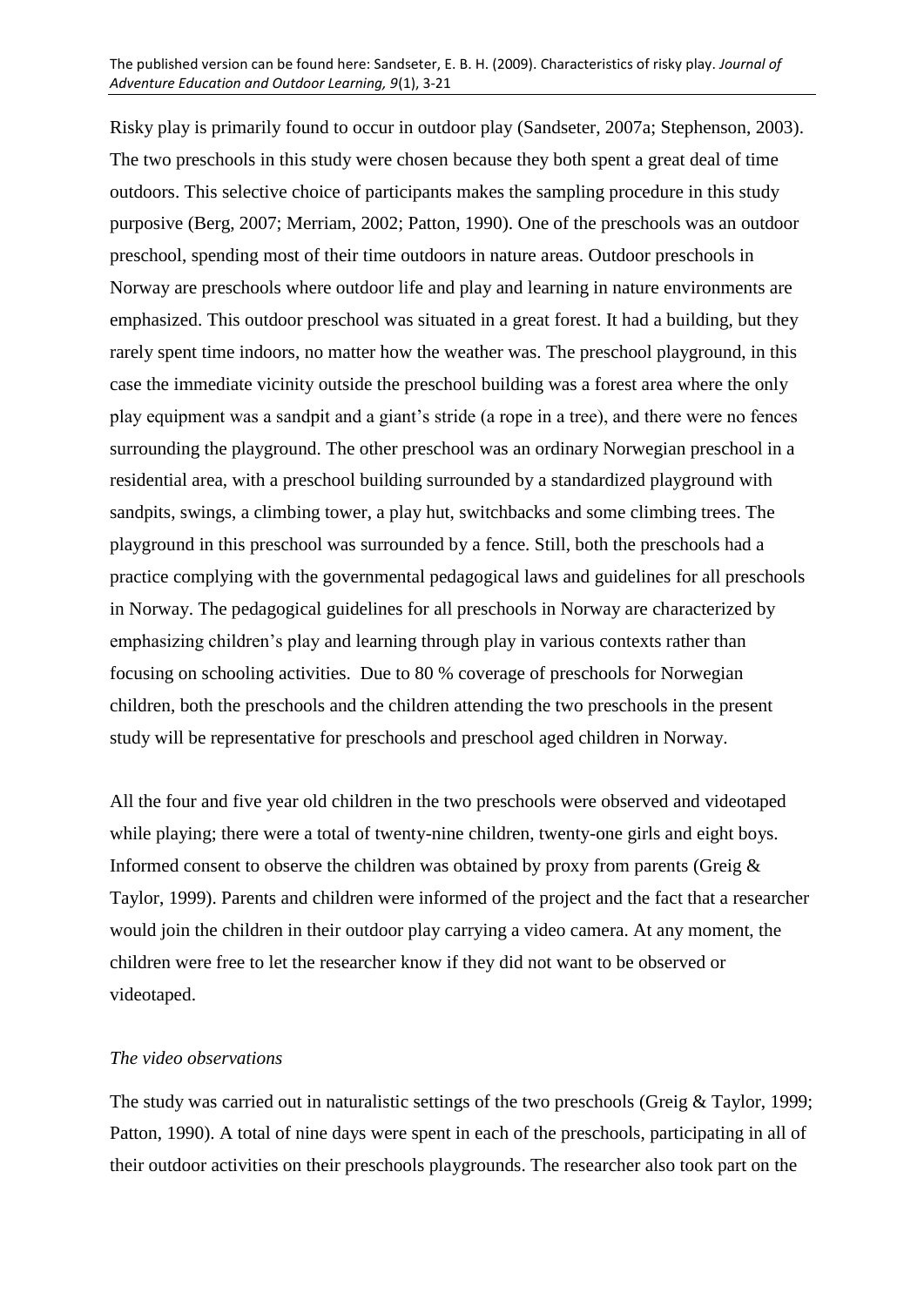Risky play is primarily found to occur in outdoor play (Sandseter, 2007a; Stephenson, 2003). The two preschools in this study were chosen because they both spent a great deal of time outdoors. This selective choice of participants makes the sampling procedure in this study purposive (Berg, 2007; Merriam, 2002; Patton, 1990). One of the preschools was an outdoor preschool, spending most of their time outdoors in nature areas. Outdoor preschools in Norway are preschools where outdoor life and play and learning in nature environments are emphasized. This outdoor preschool was situated in a great forest. It had a building, but they rarely spent time indoors, no matter how the weather was. The preschool playground, in this case the immediate vicinity outside the preschool building was a forest area where the only play equipment was a sandpit and a giant's stride (a rope in a tree), and there were no fences surrounding the playground. The other preschool was an ordinary Norwegian preschool in a residential area, with a preschool building surrounded by a standardized playground with sandpits, swings, a climbing tower, a play hut, switchbacks and some climbing trees. The playground in this preschool was surrounded by a fence. Still, both the preschools had a practice complying with the governmental pedagogical laws and guidelines for all preschools in Norway. The pedagogical guidelines for all preschools in Norway are characterized by emphasizing children's play and learning through play in various contexts rather than focusing on schooling activities. Due to 80 % coverage of preschools for Norwegian children, both the preschools and the children attending the two preschools in the present study will be representative for preschools and preschool aged children in Norway.

All the four and five year old children in the two preschools were observed and videotaped while playing; there were a total of twenty-nine children, twenty-one girls and eight boys. Informed consent to observe the children was obtained by proxy from parents (Greig & Taylor, 1999). Parents and children were informed of the project and the fact that a researcher would join the children in their outdoor play carrying a video camera. At any moment, the children were free to let the researcher know if they did not want to be observed or videotaped.

*The video observations*

The study was carried out in naturalistic settings of the two preschools (Greig & Taylor, 1999; Patton, 1990). A total of nine days were spent in each of the preschools, participating in all of their outdoor activities on their preschools playgrounds. The researcher also took part on the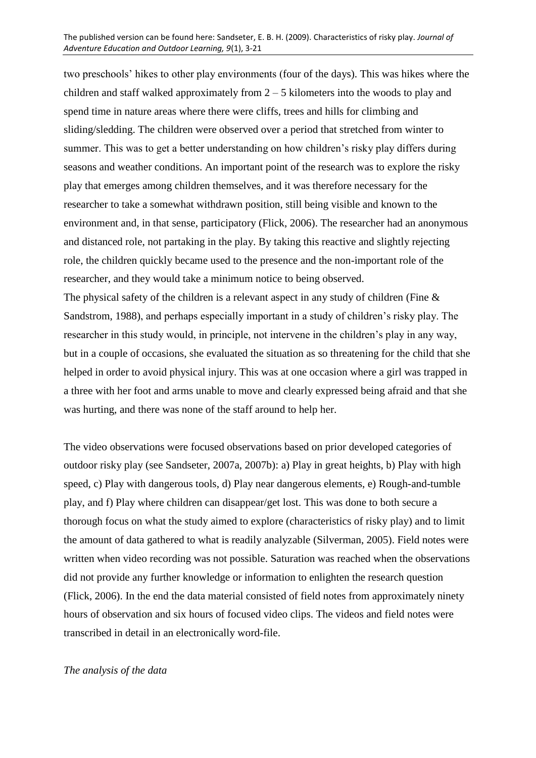two preschools' hikes to other play environments (four of the days). This was hikes where the children and staff walked approximately from 2 – 5 kilometers into the woods to play and spend time in nature areas where there were cliffs, trees and hills for climbing and sliding/sledding. The children were observed over a period that stretched from winter to summer. This was to get a better understanding on how children's risky play differs during seasons and weather conditions. An important point of the research was to explore the risky play that emerges among children themselves, and it was therefore necessary for the researcher to take a somewhat withdrawn position, still being visible and known to the environment and, in that sense, participatory (Flick, 2006). The researcher had an anonymous and distanced role, not partaking in the play. By taking this reactive and slightly rejecting role, the children quickly became used to the presence and the non-important role of the researcher, and they would take a minimum notice to being observed.

The physical safety of the children is a relevant aspect in any study of children (Fine & Sandstrom, 1988), and perhaps especially important in a study of children's risky play. The researcher in this study would, in principle, not intervene in the children's play in any way, but in a couple of occasions, she evaluated the situation as so threatening for the child that she helped in order to avoid physical injury. This was at one occasion where a girl was trapped in a three with her foot and arms unable to move and clearly expressed being afraid and that she was hurting, and there was none of the staff around to help her.

The video observations were focused observations based on prior developed categories of outdoor risky play (see Sandseter, 2007a, 2007b): a) Play in great heights, b) Play with high speed, c) Play with dangerous tools, d) Play near dangerous elements, e) Rough-and-tumble play, and f) Play where children can disappear/get lost. This was done to both secure a thorough focus on what the study aimed to explore (characteristics of risky play) and to limit the amount of data gathered to what is readily analyzable (Silverman, 2005). Field notes were written when video recording was not possible. Saturation was reached when the observations did not provide any further knowledge or information to enlighten the research question (Flick, 2006). In the end the data material consisted of field notes from approximately ninety hours of observation and six hours of focused video clips. The videos and field notes were transcribed in detail in an electronically word-file.

*The analysis of the data*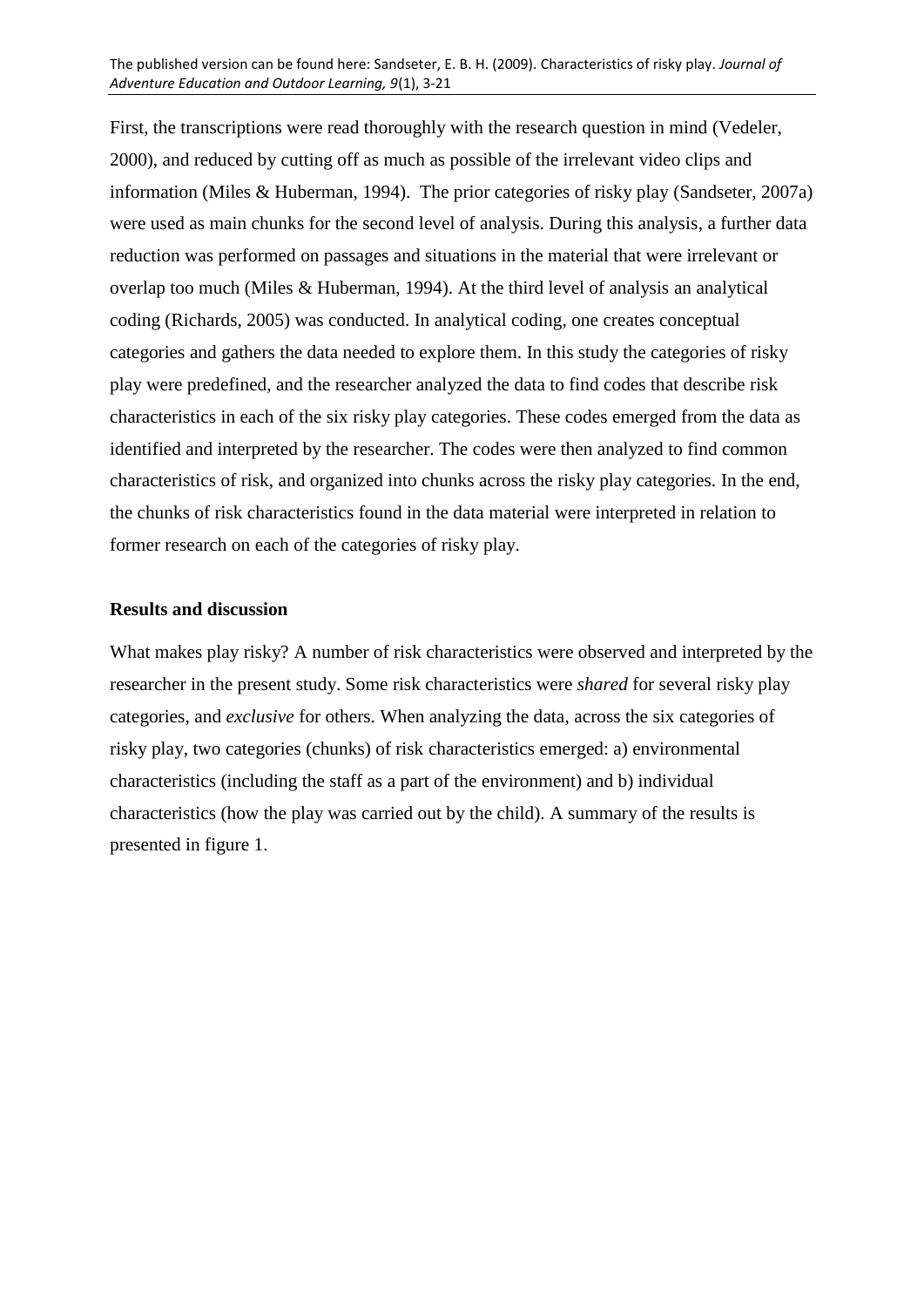First, the transcriptions were read thoroughly with the research question in mind (Vedeler, 2000), and reduced by cutting off as much as possible of the irrelevant video clips and information (Miles & Huberman, 1994). The prior categories of risky play (Sandseter, 2007a) were used as main chunks for the second level of analysis. During this analysis, a further data reduction was performed on passages and situations in the material that were irrelevant or overlap too much (Miles & Huberman, 1994). At the third level of analysis an analytical coding (Richards, 2005) was conducted. In analytical coding, one creates conceptual categories and gathers the data needed to explore them. In this study the categories of risky play were predefined, and the researcher analyzed the data to find codes that describe risk characteristics in each of the six risky play categories. These codes emerged from the data as identified and interpreted by the researcher. The codes were then analyzed to find common characteristics of risk, and organized into chunks across the risky play categories. In the end, the chunks of risk characteristics found in the data material were interpreted in relation to former research on each of the categories of risky play.

## Results and discussion

What makes play risky? A number of risk characteristics were observed and interpreted by the researcher in the present study. Some risk characteristics were *shared* for several risky play categories, and *exclusive* for others. When analyzing the data, across the six categories of risky play, two categories (chunks) of risk characteristics emerged: a) environmental characteristics (including the staff as a part of the environment) and b) individual characteristics (how the play was carried out by the child). A summary of the results is presented in figure 1.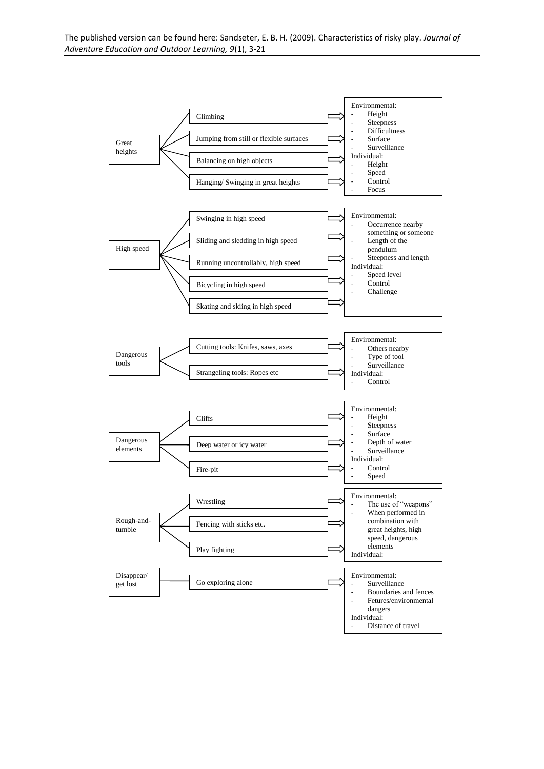| Category | Risky play | Environmental and individual factors |
|---|---|---|
| Great heights | Climbing<br>Jumping from still or flexible surfaces<br>Balancing on high objects<br>Hanging/ Swinging in great heights | Environmental:<br>- Height<br>- Steepness<br>- Difficultness<br>- Surface<br>- Surveillance<br>Individual:<br>- Height<br>- Speed<br>- Control<br>- Focus |
| High speed | Swinging in high speed<br>Sliding and sledding in high speed<br>Running uncontrollably, high speed<br>Bicycling in high speed<br>Skating and skiing in high speed | Environmental:<br>- Occurrence nearby something or someone<br>- Length of the pendulum<br>- Steepness and length<br>Individual:<br>- Speed level<br>- Control<br>- Challenge |
| Dangerous tools | Cutting tools: Knifes, saws, axes<br>Strangeling tools: Ropes etc | Environmental:<br>- Others nearby<br>- Type of tool<br>- Surveillance<br>Individual:<br>- Control |
| Dangerous elements | Cliffs<br>Deep water or icy water<br>Fire-pit | Environmental:<br>- Height<br>- Steepness<br>- Surface<br>- Depth of water<br>- Surveillance<br>Individual:<br>- Control<br>- Speed |
| Rough-and-tumble | Wrestling<br>Fencing with sticks etc.<br>Play fighting | Environmental:<br>- The use of "weapons"<br>- When performed in combination with great heights, high speed, dangerous elements<br>Individual: |
| Disappear/ get lost | Go exploring alone | Environmental:<br>- Surveillance<br>- Boundaries and fences<br>- Fetures/environmental dangers<br>Individual:<br>- Distance of travel |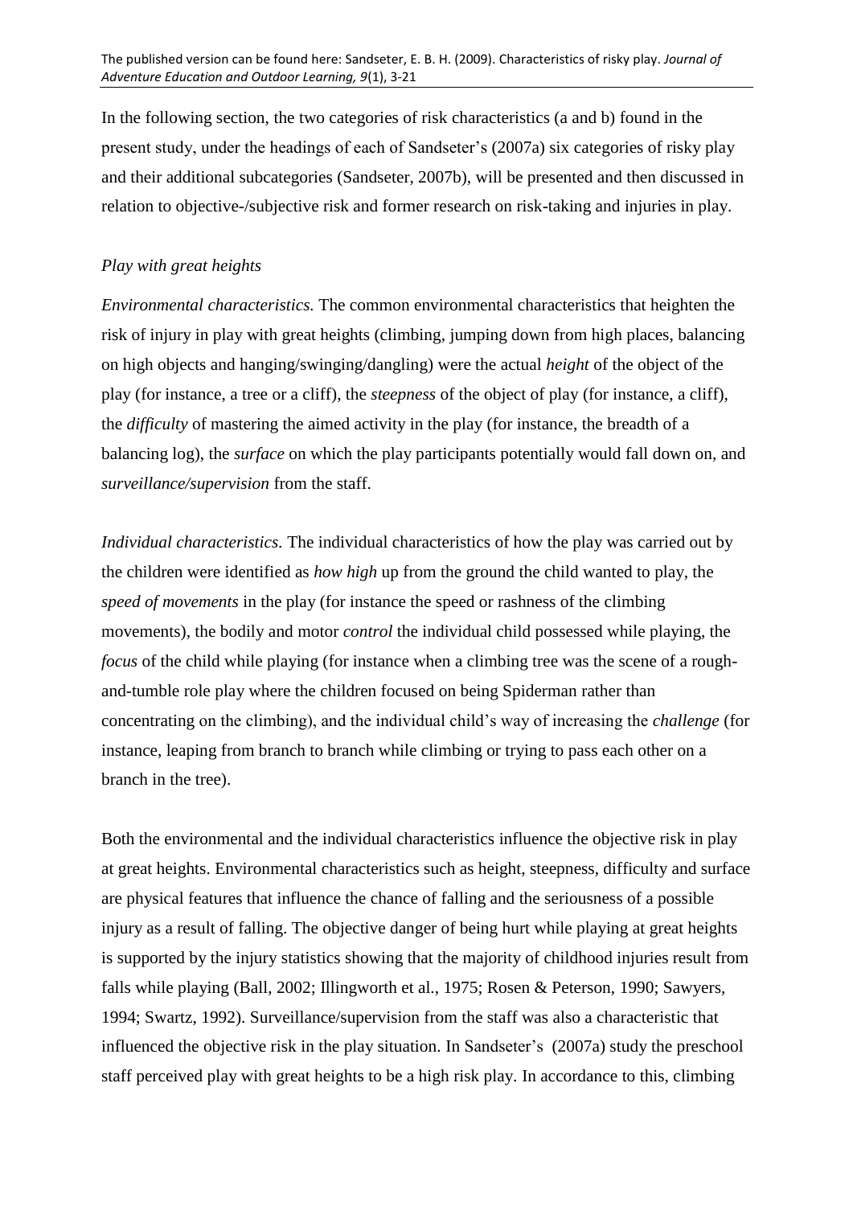In the following section, the two categories of risk characteristics (a and b) found in the present study, under the headings of each of Sandseter's (2007a) six categories of risky play and their additional subcategories (Sandseter, 2007b), will be presented and then discussed in relation to objective-/subjective risk and former research on risk-taking and injuries in play.

*Play with great heights*

*Environmental characteristics.* The common environmental characteristics that heighten the risk of injury in play with great heights (climbing, jumping down from high places, balancing on high objects and hanging/swinging/dangling) were the actual *height* of the object of the play (for instance, a tree or a cliff), the *steepness* of the object of play (for instance, a cliff), the *difficulty* of mastering the aimed activity in the play (for instance, the breadth of a balancing log), the *surface* on which the play participants potentially would fall down on, and *surveillance/supervision* from the staff.

*Individual characteristics.* The individual characteristics of how the play was carried out by the children were identified as *how high* up from the ground the child wanted to play, the *speed of movements* in the play (for instance the speed or rashness of the climbing movements), the bodily and motor *control* the individual child possessed while playing, the *focus* of the child while playing (for instance when a climbing tree was the scene of a rough-and-tumble role play where the children focused on being Spiderman rather than concentrating on the climbing), and the individual child's way of increasing the *challenge* (for instance, leaping from branch to branch while climbing or trying to pass each other on a branch in the tree).

Both the environmental and the individual characteristics influence the objective risk in play at great heights. Environmental characteristics such as height, steepness, difficulty and surface are physical features that influence the chance of falling and the seriousness of a possible injury as a result of falling. The objective danger of being hurt while playing at great heights is supported by the injury statistics showing that the majority of childhood injuries result from falls while playing (Ball, 2002; Illingworth et al., 1975; Rosen & Peterson, 1990; Sawyers, 1994; Swartz, 1992). Surveillance/supervision from the staff was also a characteristic that influenced the objective risk in the play situation. In Sandseter's (2007a) study the preschool staff perceived play with great heights to be a high risk play. In accordance to this, climbing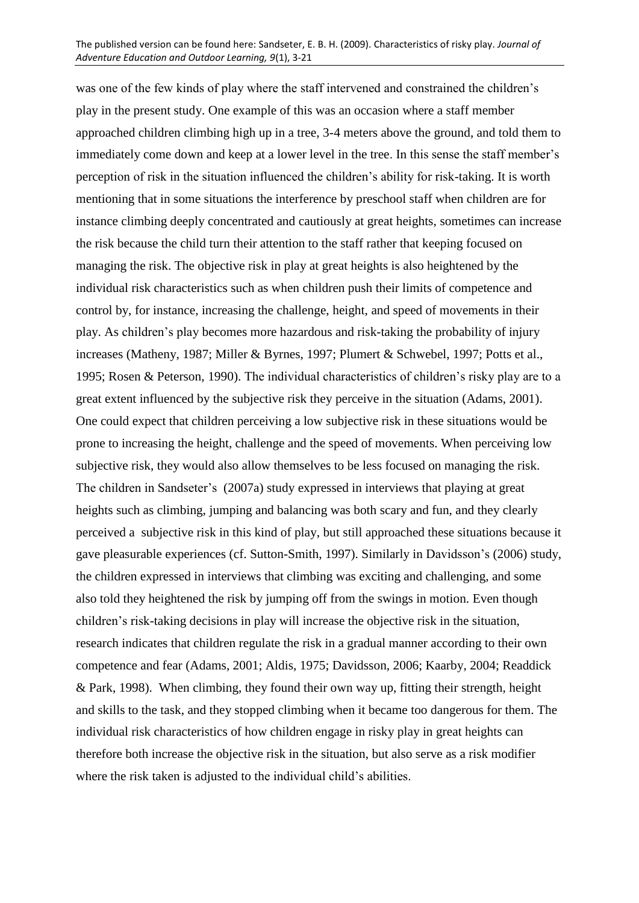was one of the few kinds of play where the staff intervened and constrained the children's play in the present study. One example of this was an occasion where a staff member approached children climbing high up in a tree, 3-4 meters above the ground, and told them to immediately come down and keep at a lower level in the tree. In this sense the staff member's perception of risk in the situation influenced the children's ability for risk-taking. It is worth mentioning that in some situations the interference by preschool staff when children are for instance climbing deeply concentrated and cautiously at great heights, sometimes can increase the risk because the child turn their attention to the staff rather that keeping focused on managing the risk. The objective risk in play at great heights is also heightened by the individual risk characteristics such as when children push their limits of competence and control by, for instance, increasing the challenge, height, and speed of movements in their play. As children's play becomes more hazardous and risk-taking the probability of injury increases (Matheny, 1987; Miller & Byrnes, 1997; Plumert & Schwebel, 1997; Potts et al., 1995; Rosen & Peterson, 1990). The individual characteristics of children's risky play are to a great extent influenced by the subjective risk they perceive in the situation (Adams, 2001). One could expect that children perceiving a low subjective risk in these situations would be prone to increasing the height, challenge and the speed of movements. When perceiving low subjective risk, they would also allow themselves to be less focused on managing the risk. The children in Sandseter's (2007a) study expressed in interviews that playing at great heights such as climbing, jumping and balancing was both scary and fun, and they clearly perceived a subjective risk in this kind of play, but still approached these situations because it gave pleasurable experiences (cf. Sutton-Smith, 1997). Similarly in Davidsson's (2006) study, the children expressed in interviews that climbing was exciting and challenging, and some also told they heightened the risk by jumping off from the swings in motion. Even though children's risk-taking decisions in play will increase the objective risk in the situation, research indicates that children regulate the risk in a gradual manner according to their own competence and fear (Adams, 2001; Aldis, 1975; Davidsson, 2006; Kaarby, 2004; Readdick & Park, 1998). When climbing, they found their own way up, fitting their strength, height and skills to the task, and they stopped climbing when it became too dangerous for them. The individual risk characteristics of how children engage in risky play in great heights can therefore both increase the objective risk in the situation, but also serve as a risk modifier where the risk taken is adjusted to the individual child's abilities.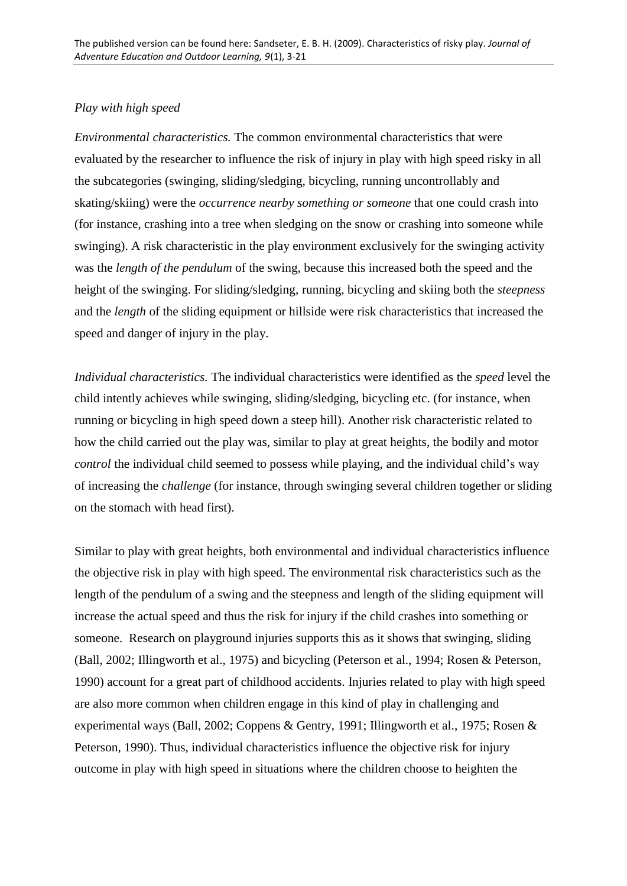*Play with high speed*

*Environmental characteristics.* The common environmental characteristics that were evaluated by the researcher to influence the risk of injury in play with high speed risky in all the subcategories (swinging, sliding/sledging, bicycling, running uncontrollably and skating/skiing) were the *occurrence nearby something or someone* that one could crash into (for instance, crashing into a tree when sledging on the snow or crashing into someone while swinging). A risk characteristic in the play environment exclusively for the swinging activity was the *length of the pendulum* of the swing, because this increased both the speed and the height of the swinging. For sliding/sledging, running, bicycling and skiing both the *steepness* and the *length* of the sliding equipment or hillside were risk characteristics that increased the speed and danger of injury in the play.

*Individual characteristics.* The individual characteristics were identified as the *speed* level the child intently achieves while swinging, sliding/sledging, bicycling etc. (for instance, when running or bicycling in high speed down a steep hill). Another risk characteristic related to how the child carried out the play was, similar to play at great heights, the bodily and motor *control* the individual child seemed to possess while playing, and the individual child's way of increasing the *challenge* (for instance, through swinging several children together or sliding on the stomach with head first).

Similar to play with great heights, both environmental and individual characteristics influence the objective risk in play with high speed. The environmental risk characteristics such as the length of the pendulum of a swing and the steepness and length of the sliding equipment will increase the actual speed and thus the risk for injury if the child crashes into something or someone. Research on playground injuries supports this as it shows that swinging, sliding (Ball, 2002; Illingworth et al., 1975) and bicycling (Peterson et al., 1994; Rosen & Peterson, 1990) account for a great part of childhood accidents. Injuries related to play with high speed are also more common when children engage in this kind of play in challenging and experimental ways (Ball, 2002; Coppens & Gentry, 1991; Illingworth et al., 1975; Rosen & Peterson, 1990). Thus, individual characteristics influence the objective risk for injury outcome in play with high speed in situations where the children choose to heighten the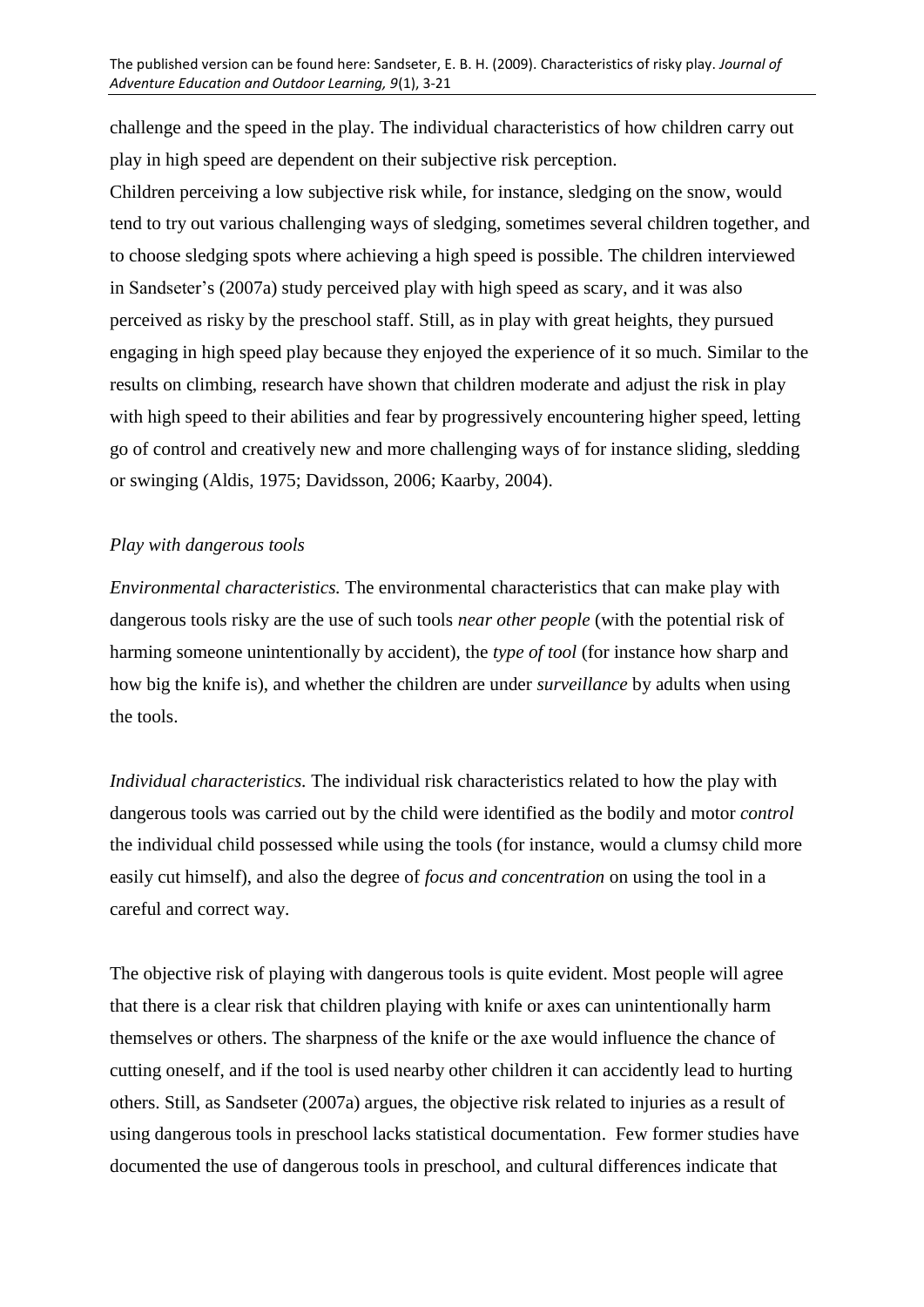challenge and the speed in the play. The individual characteristics of how children carry out play in high speed are dependent on their subjective risk perception.

Children perceiving a low subjective risk while, for instance, sledging on the snow, would tend to try out various challenging ways of sledging, sometimes several children together, and to choose sledging spots where achieving a high speed is possible. The children interviewed in Sandseter's (2007a) study perceived play with high speed as scary, and it was also perceived as risky by the preschool staff. Still, as in play with great heights, they pursued engaging in high speed play because they enjoyed the experience of it so much. Similar to the results on climbing, research have shown that children moderate and adjust the risk in play with high speed to their abilities and fear by progressively encountering higher speed, letting go of control and creatively new and more challenging ways of for instance sliding, sledding or swinging (Aldis, 1975; Davidsson, 2006; Kaarby, 2004).

*Play with dangerous tools*

*Environmental characteristics.* The environmental characteristics that can make play with dangerous tools risky are the use of such tools *near other people* (with the potential risk of harming someone unintentionally by accident), the *type of tool* (for instance how sharp and how big the knife is), and whether the children are under *surveillance* by adults when using the tools.

*Individual characteristics.* The individual risk characteristics related to how the play with dangerous tools was carried out by the child were identified as the bodily and motor *control* the individual child possessed while using the tools (for instance, would a clumsy child more easily cut himself), and also the degree of *focus and concentration* on using the tool in a careful and correct way.

The objective risk of playing with dangerous tools is quite evident. Most people will agree that there is a clear risk that children playing with knife or axes can unintentionally harm themselves or others. The sharpness of the knife or the axe would influence the chance of cutting oneself, and if the tool is used nearby other children it can accidently lead to hurting others. Still, as Sandseter (2007a) argues, the objective risk related to injuries as a result of using dangerous tools in preschool lacks statistical documentation. Few former studies have documented the use of dangerous tools in preschool, and cultural differences indicate that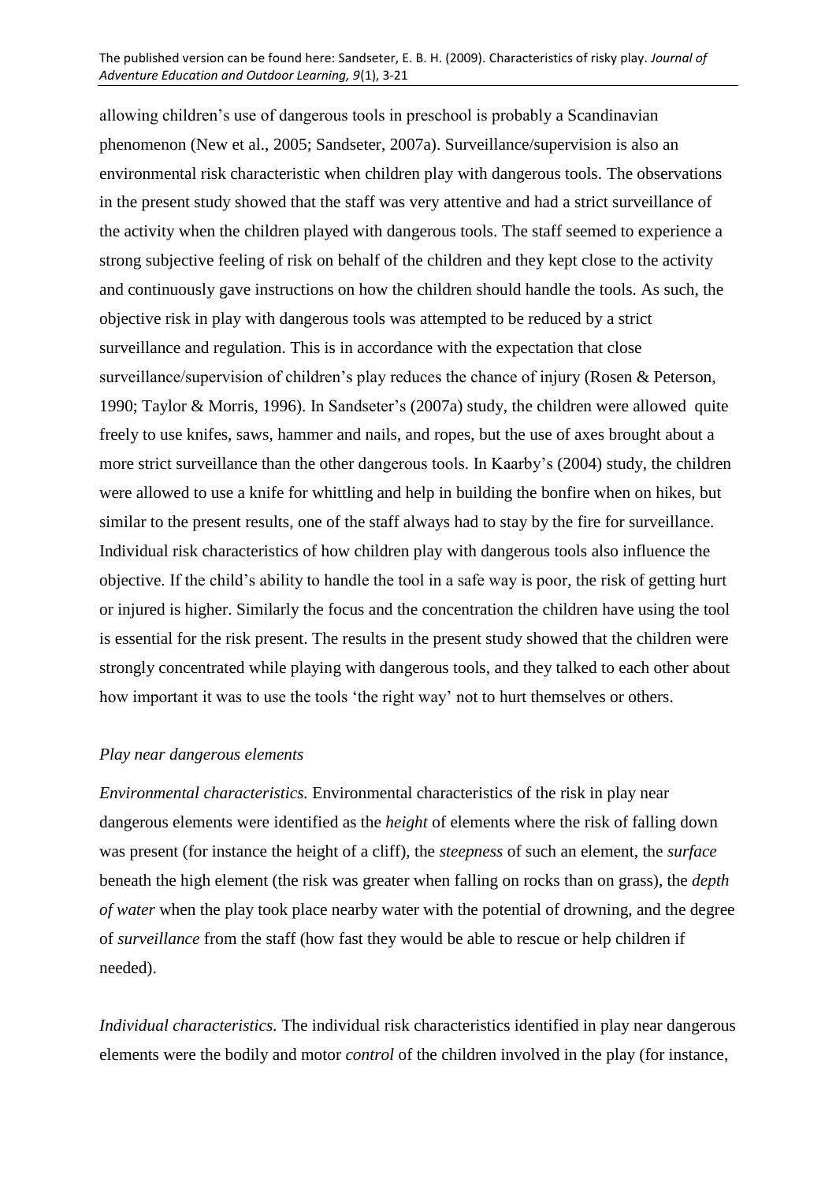allowing children's use of dangerous tools in preschool is probably a Scandinavian phenomenon (New et al., 2005; Sandseter, 2007a). Surveillance/supervision is also an environmental risk characteristic when children play with dangerous tools. The observations in the present study showed that the staff was very attentive and had a strict surveillance of the activity when the children played with dangerous tools. The staff seemed to experience a strong subjective feeling of risk on behalf of the children and they kept close to the activity and continuously gave instructions on how the children should handle the tools. As such, the objective risk in play with dangerous tools was attempted to be reduced by a strict surveillance and regulation. This is in accordance with the expectation that close surveillance/supervision of children's play reduces the chance of injury (Rosen & Peterson, 1990; Taylor & Morris, 1996). In Sandseter's (2007a) study, the children were allowed quite freely to use knifes, saws, hammer and nails, and ropes, but the use of axes brought about a more strict surveillance than the other dangerous tools. In Kaarby's (2004) study, the children were allowed to use a knife for whittling and help in building the bonfire when on hikes, but similar to the present results, one of the staff always had to stay by the fire for surveillance. Individual risk characteristics of how children play with dangerous tools also influence the objective. If the child's ability to handle the tool in a safe way is poor, the risk of getting hurt or injured is higher. Similarly the focus and the concentration the children have using the tool is essential for the risk present. The results in the present study showed that the children were strongly concentrated while playing with dangerous tools, and they talked to each other about how important it was to use the tools 'the right way' not to hurt themselves or others.

*Play near dangerous elements*

*Environmental characteristics.* Environmental characteristics of the risk in play near dangerous elements were identified as the *height* of elements where the risk of falling down was present (for instance the height of a cliff), the *steepness* of such an element, the *surface* beneath the high element (the risk was greater when falling on rocks than on grass), the *depth of water* when the play took place nearby water with the potential of drowning, and the degree of *surveillance* from the staff (how fast they would be able to rescue or help children if needed).

*Individual characteristics.* The individual risk characteristics identified in play near dangerous elements were the bodily and motor *control* of the children involved in the play (for instance,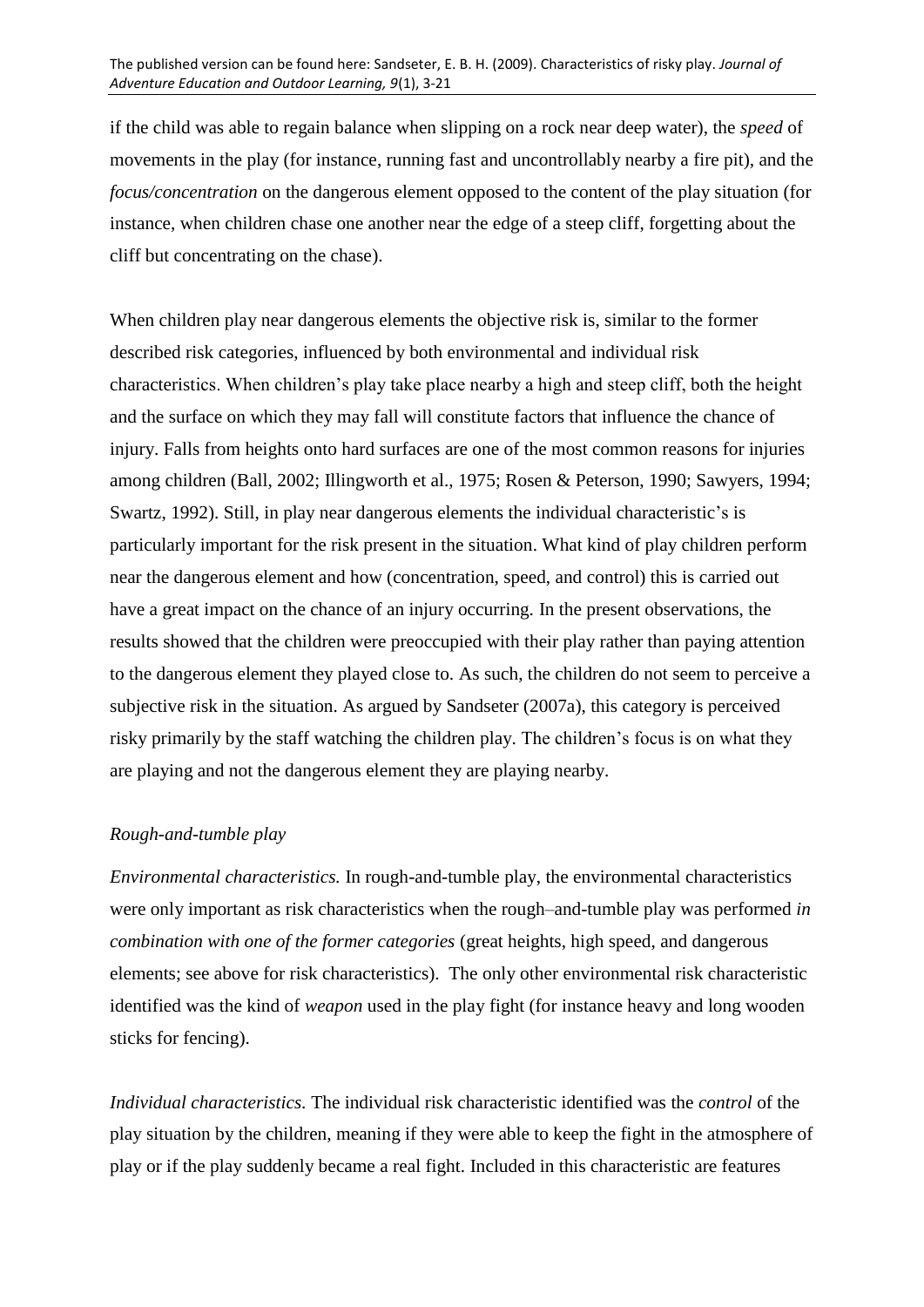if the child was able to regain balance when slipping on a rock near deep water), the *speed* of movements in the play (for instance, running fast and uncontrollably nearby a fire pit), and the *focus/concentration* on the dangerous element opposed to the content of the play situation (for instance, when children chase one another near the edge of a steep cliff, forgetting about the cliff but concentrating on the chase).

When children play near dangerous elements the objective risk is, similar to the former described risk categories, influenced by both environmental and individual risk characteristics. When children's play take place nearby a high and steep cliff, both the height and the surface on which they may fall will constitute factors that influence the chance of injury. Falls from heights onto hard surfaces are one of the most common reasons for injuries among children (Ball, 2002; Illingworth et al., 1975; Rosen & Peterson, 1990; Sawyers, 1994; Swartz, 1992). Still, in play near dangerous elements the individual characteristic's is particularly important for the risk present in the situation. What kind of play children perform near the dangerous element and how (concentration, speed, and control) this is carried out have a great impact on the chance of an injury occurring. In the present observations, the results showed that the children were preoccupied with their play rather than paying attention to the dangerous element they played close to. As such, the children do not seem to perceive a subjective risk in the situation. As argued by Sandseter (2007a), this category is perceived risky primarily by the staff watching the children play. The children's focus is on what they are playing and not the dangerous element they are playing nearby.

*Rough-and-tumble play*

*Environmental characteristics.* In rough-and-tumble play, the environmental characteristics were only important as risk characteristics when the rough–and-tumble play was performed *in combination with one of the former categories* (great heights, high speed, and dangerous elements; see above for risk characteristics). The only other environmental risk characteristic identified was the kind of *weapon* used in the play fight (for instance heavy and long wooden sticks for fencing).

*Individual characteristics.* The individual risk characteristic identified was the *control* of the play situation by the children, meaning if they were able to keep the fight in the atmosphere of play or if the play suddenly became a real fight. Included in this characteristic are features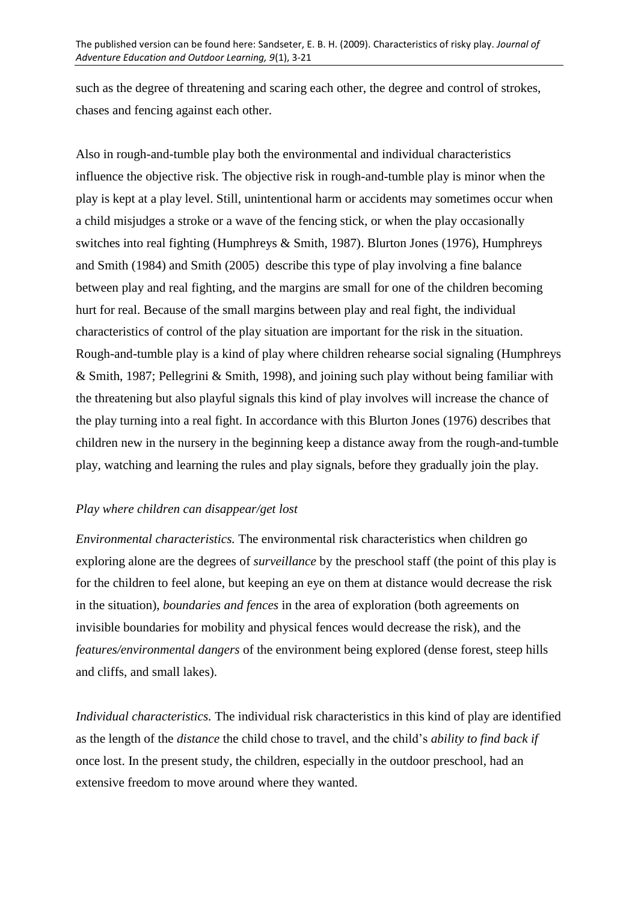such as the degree of threatening and scaring each other, the degree and control of strokes, chases and fencing against each other.

Also in rough-and-tumble play both the environmental and individual characteristics influence the objective risk. The objective risk in rough-and-tumble play is minor when the play is kept at a play level. Still, unintentional harm or accidents may sometimes occur when a child misjudges a stroke or a wave of the fencing stick, or when the play occasionally switches into real fighting (Humphreys & Smith, 1987). Blurton Jones (1976), Humphreys and Smith (1984) and Smith (2005) describe this type of play involving a fine balance between play and real fighting, and the margins are small for one of the children becoming hurt for real. Because of the small margins between play and real fight, the individual characteristics of control of the play situation are important for the risk in the situation. Rough-and-tumble play is a kind of play where children rehearse social signaling (Humphreys & Smith, 1987; Pellegrini & Smith, 1998), and joining such play without being familiar with the threatening but also playful signals this kind of play involves will increase the chance of the play turning into a real fight. In accordance with this Blurton Jones (1976) describes that children new in the nursery in the beginning keep a distance away from the rough-and-tumble play, watching and learning the rules and play signals, before they gradually join the play.

*Play where children can disappear/get lost*

*Environmental characteristics.* The environmental risk characteristics when children go exploring alone are the degrees of *surveillance* by the preschool staff (the point of this play is for the children to feel alone, but keeping an eye on them at distance would decrease the risk in the situation), *boundaries and fences* in the area of exploration (both agreements on invisible boundaries for mobility and physical fences would decrease the risk), and the *features/environmental dangers* of the environment being explored (dense forest, steep hills and cliffs, and small lakes).

*Individual characteristics.* The individual risk characteristics in this kind of play are identified as the length of the *distance* the child chose to travel, and the child's *ability to find back if* once lost. In the present study, the children, especially in the outdoor preschool, had an extensive freedom to move around where they wanted.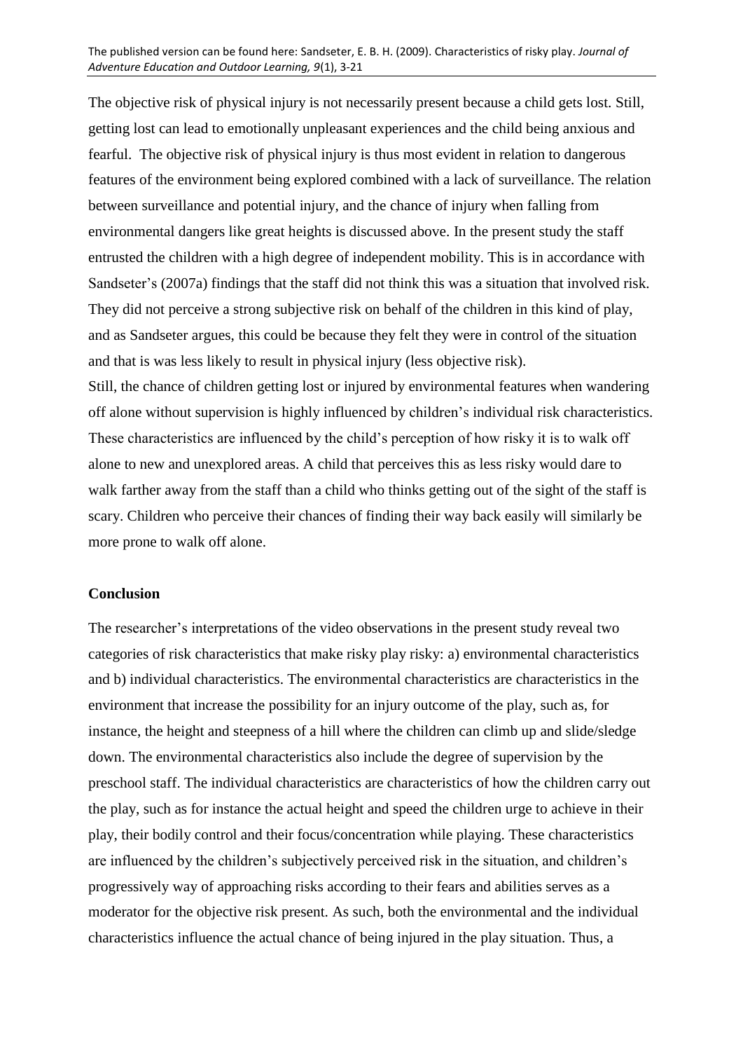The objective risk of physical injury is not necessarily present because a child gets lost. Still, getting lost can lead to emotionally unpleasant experiences and the child being anxious and fearful. The objective risk of physical injury is thus most evident in relation to dangerous features of the environment being explored combined with a lack of surveillance. The relation between surveillance and potential injury, and the chance of injury when falling from environmental dangers like great heights is discussed above. In the present study the staff entrusted the children with a high degree of independent mobility. This is in accordance with Sandseter's (2007a) findings that the staff did not think this was a situation that involved risk. They did not perceive a strong subjective risk on behalf of the children in this kind of play, and as Sandseter argues, this could be because they felt they were in control of the situation and that is was less likely to result in physical injury (less objective risk).

Still, the chance of children getting lost or injured by environmental features when wandering off alone without supervision is highly influenced by children's individual risk characteristics. These characteristics are influenced by the child's perception of how risky it is to walk off alone to new and unexplored areas. A child that perceives this as less risky would dare to walk farther away from the staff than a child who thinks getting out of the sight of the staff is scary. Children who perceive their chances of finding their way back easily will similarly be more prone to walk off alone.

## Conclusion

The researcher's interpretations of the video observations in the present study reveal two categories of risk characteristics that make risky play risky: a) environmental characteristics and b) individual characteristics. The environmental characteristics are characteristics in the environment that increase the possibility for an injury outcome of the play, such as, for instance, the height and steepness of a hill where the children can climb up and slide/sledge down. The environmental characteristics also include the degree of supervision by the preschool staff. The individual characteristics are characteristics of how the children carry out the play, such as for instance the actual height and speed the children urge to achieve in their play, their bodily control and their focus/concentration while playing. These characteristics are influenced by the children's subjectively perceived risk in the situation, and children's progressively way of approaching risks according to their fears and abilities serves as a moderator for the objective risk present. As such, both the environmental and the individual characteristics influence the actual chance of being injured in the play situation. Thus, a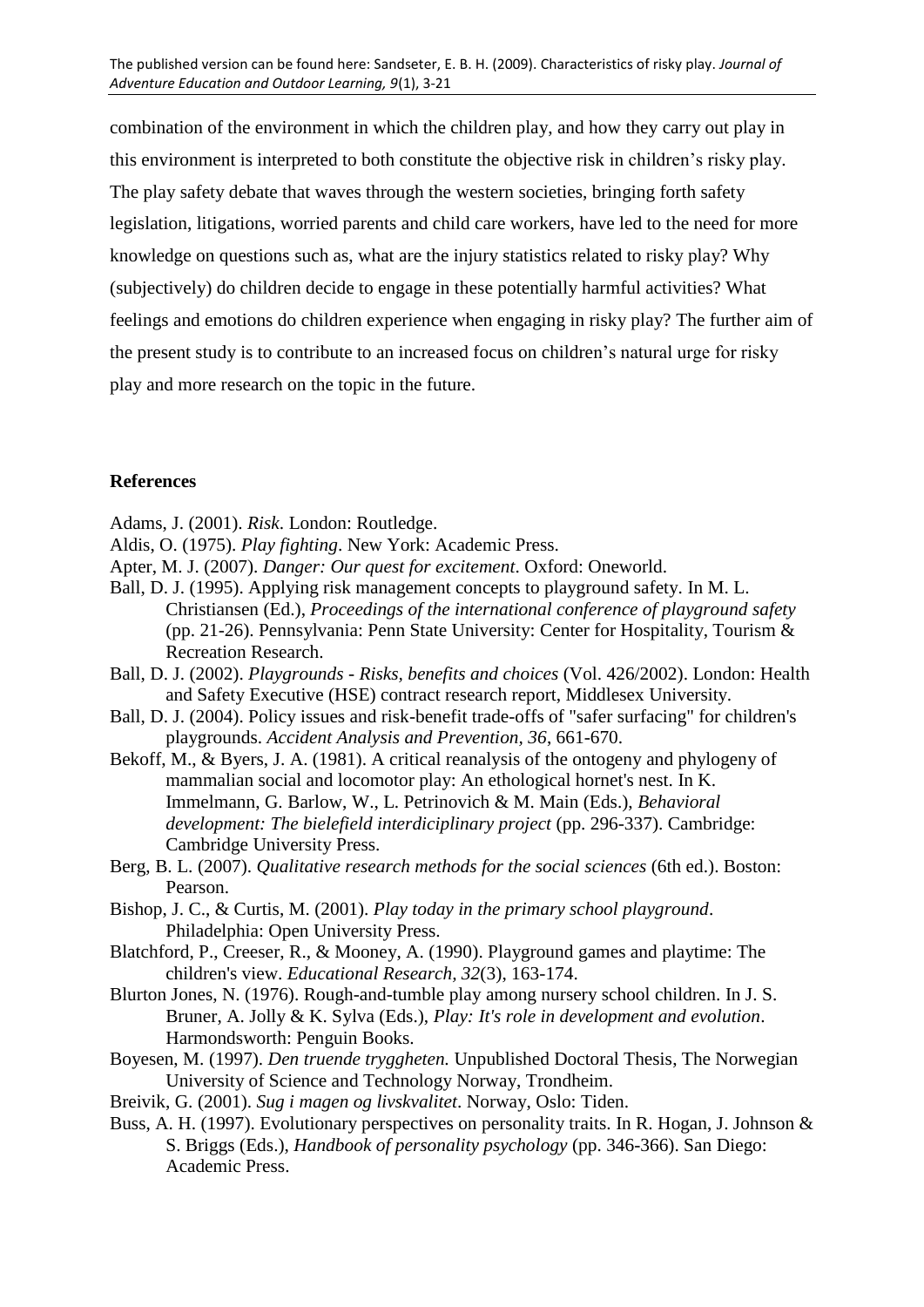combination of the environment in which the children play, and how they carry out play in this environment is interpreted to both constitute the objective risk in children's risky play. The play safety debate that waves through the western societies, bringing forth safety legislation, litigations, worried parents and child care workers, have led to the need for more knowledge on questions such as, what are the injury statistics related to risky play? Why (subjectively) do children decide to engage in these potentially harmful activities? What feelings and emotions do children experience when engaging in risky play? The further aim of the present study is to contribute to an increased focus on children's natural urge for risky play and more research on the topic in the future.

## References

Adams, J. (2001). *Risk*. London: Routledge.

Aldis, O. (1975). *Play fighting*. New York: Academic Press.

Apter, M. J. (2007). *Danger: Our quest for excitement*. Oxford: Oneworld.

Ball, D. J. (1995). Applying risk management concepts to playground safety. In M. L. Christiansen (Ed.), *Proceedings of the international conference of playground safety* (pp. 21-26). Pennsylvania: Penn State University: Center for Hospitality, Tourism & Recreation Research.

Ball, D. J. (2002). *Playgrounds - Risks, benefits and choices* (Vol. 426/2002). London: Health and Safety Executive (HSE) contract research report, Middlesex University.

Ball, D. J. (2004). Policy issues and risk-benefit trade-offs of "safer surfacing" for children's playgrounds. *Accident Analysis and Prevention, 36*, 661-670.

Bekoff, M., & Byers, J. A. (1981). A critical reanalysis of the ontogeny and phylogeny of mammalian social and locomotor play: An ethological hornet's nest. In K. Immelmann, G. Barlow, W., L. Petrinovich & M. Main (Eds.), *Behavioral development: The bielefield interdiciplinary project* (pp. 296-337). Cambridge: Cambridge University Press.

Berg, B. L. (2007). *Qualitative research methods for the social sciences* (6th ed.). Boston: Pearson.

Bishop, J. C., & Curtis, M. (2001). *Play today in the primary school playground*. Philadelphia: Open University Press.

Blatchford, P., Creeser, R., & Mooney, A. (1990). Playground games and playtime: The children's view. *Educational Research, 32*(3), 163-174.

Blurton Jones, N. (1976). Rough-and-tumble play among nursery school children. In J. S. Bruner, A. Jolly & K. Sylva (Eds.), *Play: It's role in development and evolution*. Harmondsworth: Penguin Books.

Boyesen, M. (1997). *Den truende tryggheten.* Unpublished Doctoral Thesis, The Norwegian University of Science and Technology Norway, Trondheim.

Breivik, G. (2001). *Sug i magen og livskvalitet*. Norway, Oslo: Tiden.

Buss, A. H. (1997). Evolutionary perspectives on personality traits. In R. Hogan, J. Johnson & S. Briggs (Eds.), *Handbook of personality psychology* (pp. 346-366). San Diego: Academic Press.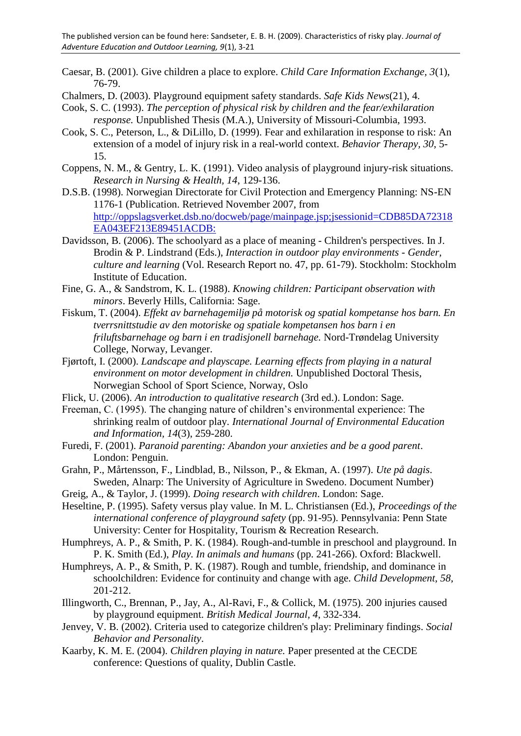Caesar, B. (2001). Give children a place to explore. *Child Care Information Exchange, 3*(1), 76-79.

Chalmers, D. (2003). Playground equipment safety standards. *Safe Kids News*(21), 4.

Cook, S. C. (1993). *The perception of physical risk by children and the fear/exhilaration response.* Unpublished Thesis (M.A.), University of Missouri-Columbia, 1993.

Cook, S. C., Peterson, L., & DiLillo, D. (1999). Fear and exhilaration in response to risk: An extension of a model of injury risk in a real-world context. *Behavior Therapy, 30*, 5-15.

Coppens, N. M., & Gentry, L. K. (1991). Video analysis of playground injury-risk situations. *Research in Nursing & Health, 14*, 129-136.

D.S.B. (1998). Norwegian Directorate for Civil Protection and Emergency Planning: NS-EN 1176-1 (Publication. Retrieved November 2007, from http://oppslagsverket.dsb.no/docweb/page/mainpage.jsp;jsessionid=CDB85DA72318EA043EF213E89451ACDB:

Davidsson, B. (2006). The schoolyard as a place of meaning - Children's perspectives. In J. Brodin & P. Lindstrand (Eds.), *Interaction in outdoor play environments - Gender, culture and learning* (Vol. Research Report no. 47, pp. 61-79). Stockholm: Stockholm Institute of Education.

Fine, G. A., & Sandstrom, K. L. (1988). *Knowing children: Participant observation with minors*. Beverly Hills, California: Sage.

Fiskum, T. (2004). *Effekt av barnehagemiljø på motorisk og spatial kompetanse hos barn. En tverrsnittstudie av den motoriske og spatiale kompetansen hos barn i en friluftsbarnehage og barn i en tradisjonell barnehage.* Nord-Trøndelag University College, Norway, Levanger.

Fjørtoft, I. (2000). *Landscape and playscape. Learning effects from playing in a natural environment on motor development in children.* Unpublished Doctoral Thesis, Norwegian School of Sport Science, Norway, Oslo

Flick, U. (2006). *An introduction to qualitative research* (3rd ed.). London: Sage.

Freeman, C. (1995). The changing nature of children's environmental experience: The shrinking realm of outdoor play. *International Journal of Environmental Education and Information, 14*(3), 259-280.

Furedi, F. (2001). *Paranoid parenting: Abandon your anxieties and be a good parent*. London: Penguin.

Grahn, P., Mårtensson, F., Lindblad, B., Nilsson, P., & Ekman, A. (1997). *Ute på dagis*. Sweden, Alnarp: The University of Agriculture in Swedeno. Document Number)

Greig, A., & Taylor, J. (1999). *Doing research with children*. London: Sage.

Heseltine, P. (1995). Safety versus play value. In M. L. Christiansen (Ed.), *Proceedings of the international conference of playground safety* (pp. 91-95). Pennsylvania: Penn State University: Center for Hospitality, Tourism & Recreation Research.

Humphreys, A. P., & Smith, P. K. (1984). Rough-and-tumble in preschool and playground. In P. K. Smith (Ed.), *Play. In animals and humans* (pp. 241-266). Oxford: Blackwell.

Humphreys, A. P., & Smith, P. K. (1987). Rough and tumble, friendship, and dominance in schoolchildren: Evidence for continuity and change with age. *Child Development, 58*, 201-212.

Illingworth, C., Brennan, P., Jay, A., Al-Ravi, F., & Collick, M. (1975). 200 injuries caused by playground equipment. *British Medical Journal, 4*, 332-334.

Jenvey, V. B. (2002). Criteria used to categorize children's play: Preliminary findings. *Social Behavior and Personality*.

Kaarby, K. M. E. (2004). *Children playing in nature.* Paper presented at the CECDE conference: Questions of quality, Dublin Castle.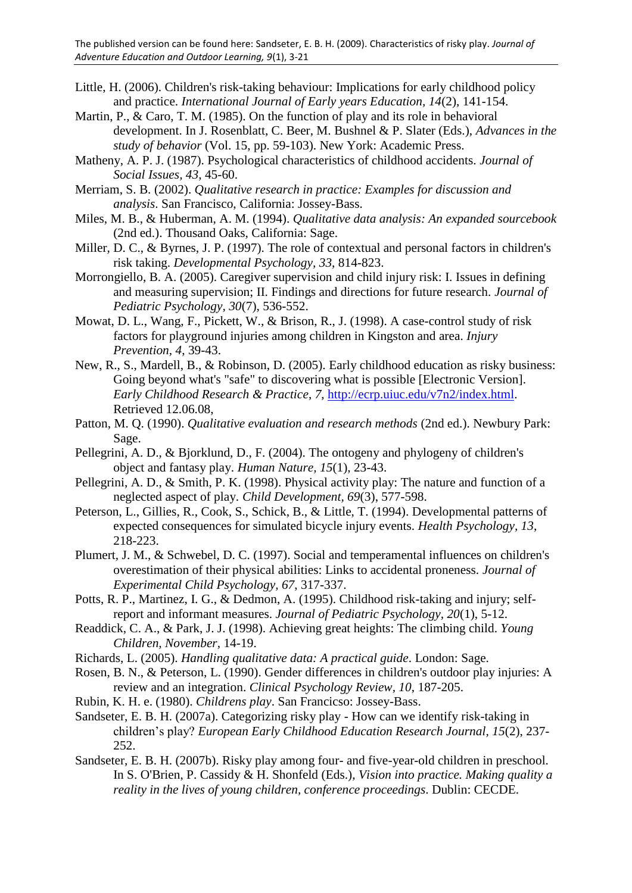Little, H. (2006). Children's risk-taking behaviour: Implications for early childhood policy and practice. *International Journal of Early years Education, 14*(2), 141-154.

Martin, P., & Caro, T. M. (1985). On the function of play and its role in behavioral development. In J. Rosenblatt, C. Beer, M. Bushnel & P. Slater (Eds.), *Advances in the study of behavior* (Vol. 15, pp. 59-103). New York: Academic Press.

Matheny, A. P. J. (1987). Psychological characteristics of childhood accidents. *Journal of Social Issues, 43*, 45-60.

Merriam, S. B. (2002). *Qualitative research in practice: Examples for discussion and analysis*. San Francisco, California: Jossey-Bass.

Miles, M. B., & Huberman, A. M. (1994). *Qualitative data analysis: An expanded sourcebook* (2nd ed.). Thousand Oaks, California: Sage.

Miller, D. C., & Byrnes, J. P. (1997). The role of contextual and personal factors in children's risk taking. *Developmental Psychology, 33*, 814-823.

Morrongiello, B. A. (2005). Caregiver supervision and child injury risk: I. Issues in defining and measuring supervision; II. Findings and directions for future research. *Journal of Pediatric Psychology, 30*(7), 536-552.

Mowat, D. L., Wang, F., Pickett, W., & Brison, R., J. (1998). A case-control study of risk factors for playground injuries among children in Kingston and area. *Injury Prevention, 4*, 39-43.

New, R., S., Mardell, B., & Robinson, D. (2005). Early childhood education as risky business: Going beyond what's "safe" to discovering what is possible [Electronic Version]. *Early Childhood Research & Practice, 7*, http://ecrp.uiuc.edu/v7n2/index.html. Retrieved 12.06.08,

Patton, M. Q. (1990). *Qualitative evaluation and research methods* (2nd ed.). Newbury Park: Sage.

Pellegrini, A. D., & Bjorklund, D., F. (2004). The ontogeny and phylogeny of children's object and fantasy play. *Human Nature, 15*(1), 23-43.

Pellegrini, A. D., & Smith, P. K. (1998). Physical activity play: The nature and function of a neglected aspect of play. *Child Development, 69*(3), 577-598.

Peterson, L., Gillies, R., Cook, S., Schick, B., & Little, T. (1994). Developmental patterns of expected consequences for simulated bicycle injury events. *Health Psychology, 13*, 218-223.

Plumert, J. M., & Schwebel, D. C. (1997). Social and temperamental influences on children's overestimation of their physical abilities: Links to accidental proneness. *Journal of Experimental Child Psychology, 67*, 317-337.

Potts, R. P., Martinez, I. G., & Dedmon, A. (1995). Childhood risk-taking and injury; self-report and informant measures. *Journal of Pediatric Psychology, 20*(1), 5-12.

Readdick, C. A., & Park, J. J. (1998). Achieving great heights: The climbing child. *Young Children, November*, 14-19.

Richards, L. (2005). *Handling qualitative data: A practical guide*. London: Sage.

Rosen, B. N., & Peterson, L. (1990). Gender differences in children's outdoor play injuries: A review and an integration. *Clinical Psychology Review, 10*, 187-205.

Rubin, K. H. e. (1980). *Childrens play*. San Francicso: Jossey-Bass.

Sandseter, E. B. H. (2007a). Categorizing risky play - How can we identify risk-taking in children's play? *European Early Childhood Education Research Journal, 15*(2), 237-252.

Sandseter, E. B. H. (2007b). Risky play among four- and five-year-old children in preschool. In S. O'Brien, P. Cassidy & H. Shonfeld (Eds.), *Vision into practice. Making quality a reality in the lives of young children, conference proceedings*. Dublin: CECDE.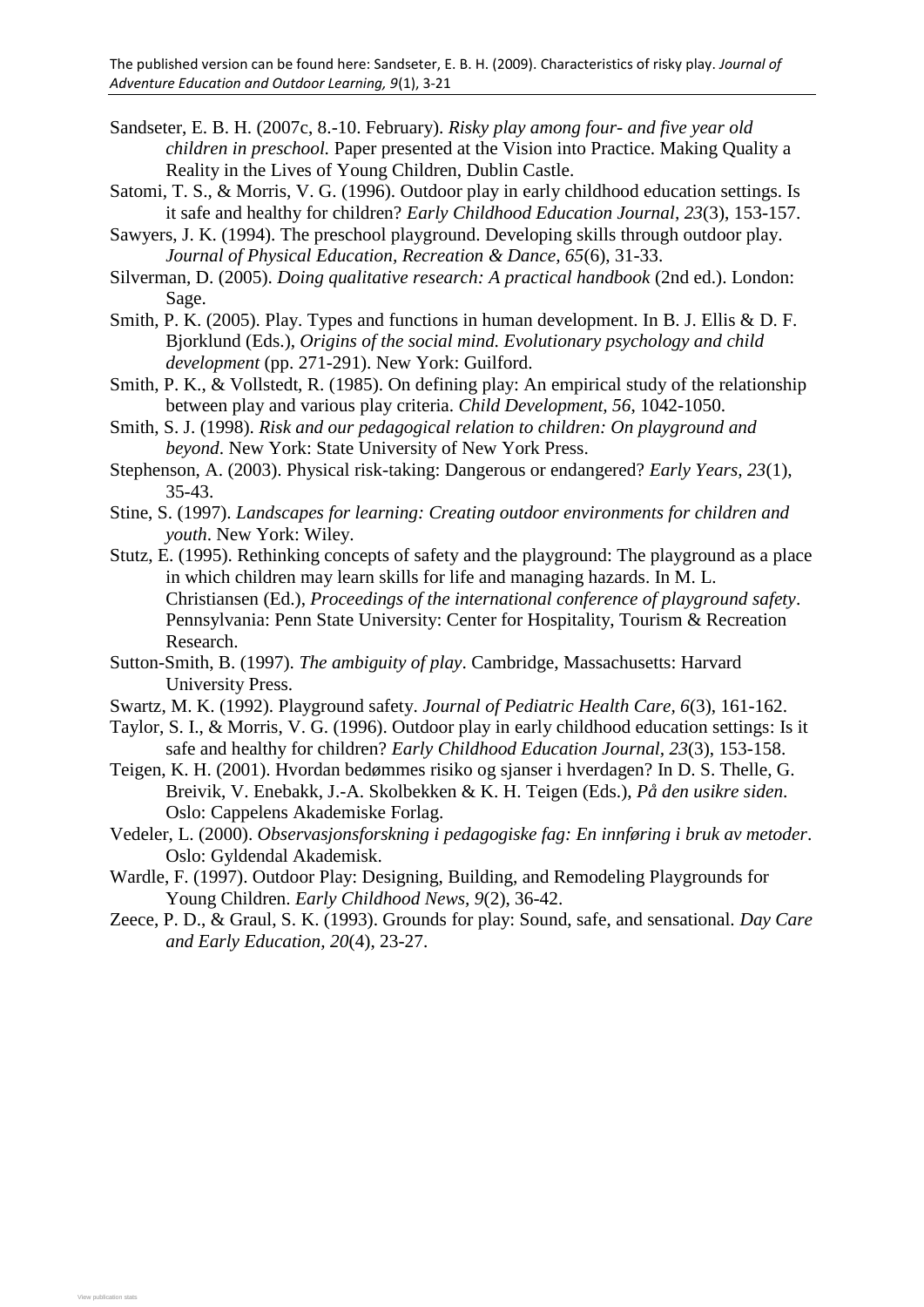Sandseter, E. B. H. (2007c, 8.-10. February). *Risky play among four- and five year old children in preschool.* Paper presented at the Vision into Practice. Making Quality a Reality in the Lives of Young Children, Dublin Castle.

Satomi, T. S., & Morris, V. G. (1996). Outdoor play in early childhood education settings. Is it safe and healthy for children? *Early Childhood Education Journal, 23*(3), 153-157.

Sawyers, J. K. (1994). The preschool playground. Developing skills through outdoor play. *Journal of Physical Education, Recreation & Dance, 65*(6), 31-33.

Silverman, D. (2005). *Doing qualitative research: A practical handbook* (2nd ed.). London: Sage.

Smith, P. K. (2005). Play. Types and functions in human development. In B. J. Ellis & D. F. Bjorklund (Eds.), *Origins of the social mind. Evolutionary psychology and child development* (pp. 271-291). New York: Guilford.

Smith, P. K., & Vollstedt, R. (1985). On defining play: An empirical study of the relationship between play and various play criteria. *Child Development, 56*, 1042-1050.

Smith, S. J. (1998). *Risk and our pedagogical relation to children: On playground and beyond*. New York: State University of New York Press.

Stephenson, A. (2003). Physical risk-taking: Dangerous or endangered? *Early Years, 23*(1), 35-43.

Stine, S. (1997). *Landscapes for learning: Creating outdoor environments for children and youth*. New York: Wiley.

Stutz, E. (1995). Rethinking concepts of safety and the playground: The playground as a place in which children may learn skills for life and managing hazards. In M. L. Christiansen (Ed.), *Proceedings of the international conference of playground safety*. Pennsylvania: Penn State University: Center for Hospitality, Tourism & Recreation Research.

Sutton-Smith, B. (1997). *The ambiguity of play*. Cambridge, Massachusetts: Harvard University Press.

Swartz, M. K. (1992). Playground safety. *Journal of Pediatric Health Care, 6*(3), 161-162.

Taylor, S. I., & Morris, V. G. (1996). Outdoor play in early childhood education settings: Is it safe and healthy for children? *Early Childhood Education Journal, 23*(3), 153-158.

Teigen, K. H. (2001). Hvordan bedømmes risiko og sjanser i hverdagen? In D. S. Thelle, G. Breivik, V. Enebakk, J.-A. Skolbekken & K. H. Teigen (Eds.), *På den usikre siden*. Oslo: Cappelens Akademiske Forlag.

Vedeler, L. (2000). *Observasjonsforskning i pedagogiske fag: En innføring i bruk av metoder*. Oslo: Gyldendal Akademisk.

Wardle, F. (1997). Outdoor Play: Designing, Building, and Remodeling Playgrounds for Young Children. *Early Childhood News, 9*(2), 36-42.

Zeece, P. D., & Graul, S. K. (1993). Grounds for play: Sound, safe, and sensational. *Day Care and Early Education, 20*(4), 23-27.